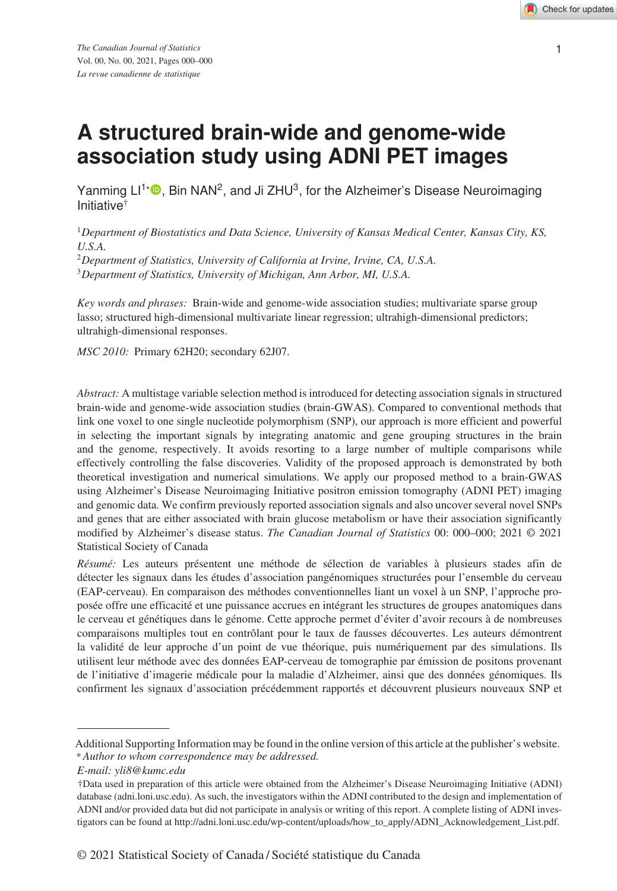# A structured brain-wide and genome-wide association study using ADNI PET images

Yanming LI[1*], Bin NAN[2], and Ji ZHU[3], for the Alzheimer's Disease Neuroimaging Initiative[†]

[1]*Department of Biostatistics and Data Science, University of Kansas Medical Center, Kansas City, KS, U.S.A.*
[2]*Department of Statistics, University of California at Irvine, Irvine, CA, U.S.A.*
[3]*Department of Statistics, University of Michigan, Ann Arbor, MI, U.S.A.*

*Key words and phrases:* Brain-wide and genome-wide association studies; multivariate sparse group lasso; structured high-dimensional multivariate linear regression; ultrahigh-dimensional predictors; ultrahigh-dimensional responses.

*MSC 2010:* Primary 62H20; secondary 62J07.

*Abstract:* A multistage variable selection method is introduced for detecting association signals in structured brain-wide and genome-wide association studies (brain-GWAS). Compared to conventional methods that link one voxel to one single nucleotide polymorphism (SNP), our approach is more efficient and powerful in selecting the important signals by integrating anatomic and gene grouping structures in the brain and the genome, respectively. It avoids resorting to a large number of multiple comparisons while effectively controlling the false discoveries. Validity of the proposed approach is demonstrated by both theoretical investigation and numerical simulations. We apply our proposed method to a brain-GWAS using Alzheimer's Disease Neuroimaging Initiative positron emission tomography (ADNI PET) imaging and genomic data. We confirm previously reported association signals and also uncover several novel SNPs and genes that are either associated with brain glucose metabolism or have their association significantly modified by Alzheimer's disease status. *The Canadian Journal of Statistics* 00: 000–000; 2021 © 2021 Statistical Society of Canada

*Résumé:* Les auteurs présentent une méthode de sélection de variables à plusieurs stades afin de détecter les signaux dans les études d'association pangénomiques structurées pour l'ensemble du cerveau (EAP-cerveau). En comparaison des méthodes conventionnelles liant un voxel à un SNP, l'approche proposée offre une efficacité et une puissance accrues en intégrant les structures de groupes anatomiques dans le cerveau et génétiques dans le génome. Cette approche permet d'éviter d'avoir recours à de nombreuses comparaisons multiples tout en contrôlant pour le taux de fausses découvertes. Les auteurs démontrent la validité de leur approche d'un point de vue théorique, puis numériquement par des simulations. Ils utilisent leur méthode avec des données EAP-cerveau de tomographie par émission de positons provenant de l'initiative d'imagerie médicale pour la maladie d'Alzheimer, ainsi que des données génomiques. Ils confirment les signaux d'association précédemment rapportés et découvrent plusieurs nouveaux SNP et

---

Additional Supporting Information may be found in the online version of this article at the publisher's website.
* *Author to whom correspondence may be addressed.*
*E-mail: yli8@kumc.edu*

†Data used in preparation of this article were obtained from the Alzheimer's Disease Neuroimaging Initiative (ADNI) database (adni.loni.usc.edu). As such, the investigators within the ADNI contributed to the design and implementation of ADNI and/or provided data but did not participate in analysis or writing of this report. A complete listing of ADNI investigators can be found at http://adni.loni.usc.edu/wp-content/uploads/how_to_apply/ADNI_Acknowledgement_List.pdf.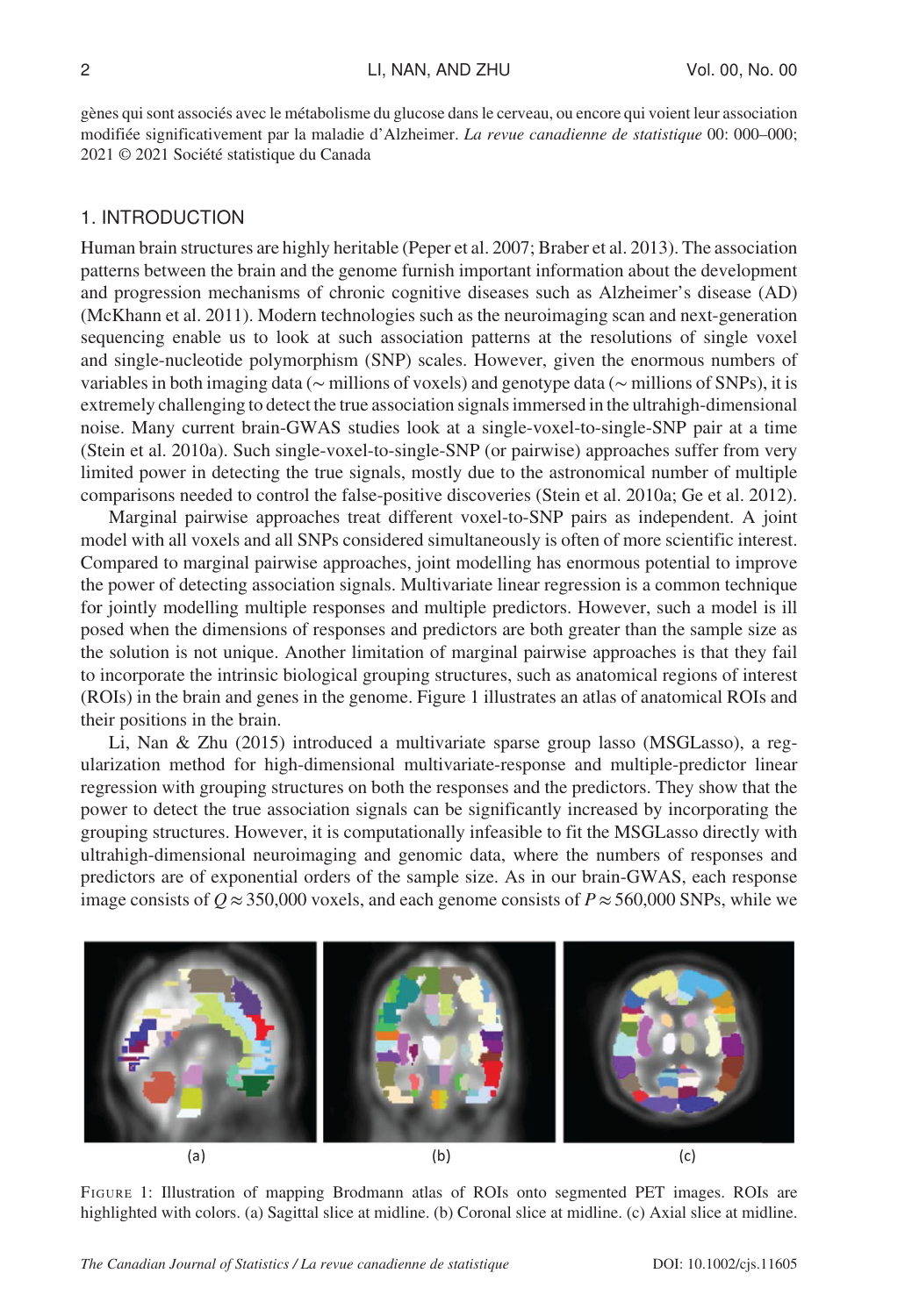gènes qui sont associés avec le métabolisme du glucose dans le cerveau, ou encore qui voient leur association modifiée significativement par la maladie d'Alzheimer. *La revue canadienne de statistique* 00: 000–000; 2021 © 2021 Société statistique du Canada

## 1. INTRODUCTION

Human brain structures are highly heritable (Peper et al. 2007; Braber et al. 2013). The association patterns between the brain and the genome furnish important information about the development and progression mechanisms of chronic cognitive diseases such as Alzheimer's disease (AD) (McKhann et al. 2011). Modern technologies such as the neuroimaging scan and next-generation sequencing enable us to look at such association patterns at the resolutions of single voxel and single-nucleotide polymorphism (SNP) scales. However, given the enormous numbers of variables in both imaging data ($\sim$ millions of voxels) and genotype data ($\sim$ millions of SNPs), it is extremely challenging to detect the true association signals immersed in the ultrahigh-dimensional noise. Many current brain-GWAS studies look at a single-voxel-to-single-SNP pair at a time (Stein et al. 2010a). Such single-voxel-to-single-SNP (or pairwise) approaches suffer from very limited power in detecting the true signals, mostly due to the astronomical number of multiple comparisons needed to control the false-positive discoveries (Stein et al. 2010a; Ge et al. 2012).

Marginal pairwise approaches treat different voxel-to-SNP pairs as independent. A joint model with all voxels and all SNPs considered simultaneously is often of more scientific interest. Compared to marginal pairwise approaches, joint modelling has enormous potential to improve the power of detecting association signals. Multivariate linear regression is a common technique for jointly modelling multiple responses and multiple predictors. However, such a model is ill posed when the dimensions of responses and predictors are both greater than the sample size as the solution is not unique. Another limitation of marginal pairwise approaches is that they fail to incorporate the intrinsic biological grouping structures, such as anatomical regions of interest (ROIs) in the brain and genes in the genome. Figure 1 illustrates an atlas of anatomical ROIs and their positions in the brain.

Li, Nan & Zhu (2015) introduced a multivariate sparse group lasso (MSGLasso), a regularization method for high-dimensional multivariate-response and multiple-predictor linear regression with grouping structures on both the responses and the predictors. They show that the power to detect the true association signals can be significantly increased by incorporating the grouping structures. However, it is computationally infeasible to fit the MSGLasso directly with ultrahigh-dimensional neuroimaging and genomic data, where the numbers of responses and predictors are of exponential orders of the sample size. As in our brain-GWAS, each response image consists of $Q \approx 350{,}000$ voxels, and each genome consists of $P \approx 560{,}000$ SNPs, while we

(a) (b) (c)

Figure 1: Illustration of mapping Brodmann atlas of ROIs onto segmented PET images. ROIs are highlighted with colors. (a) Sagittal slice at midline. (b) Coronal slice at midline. (c) Axial slice at midline.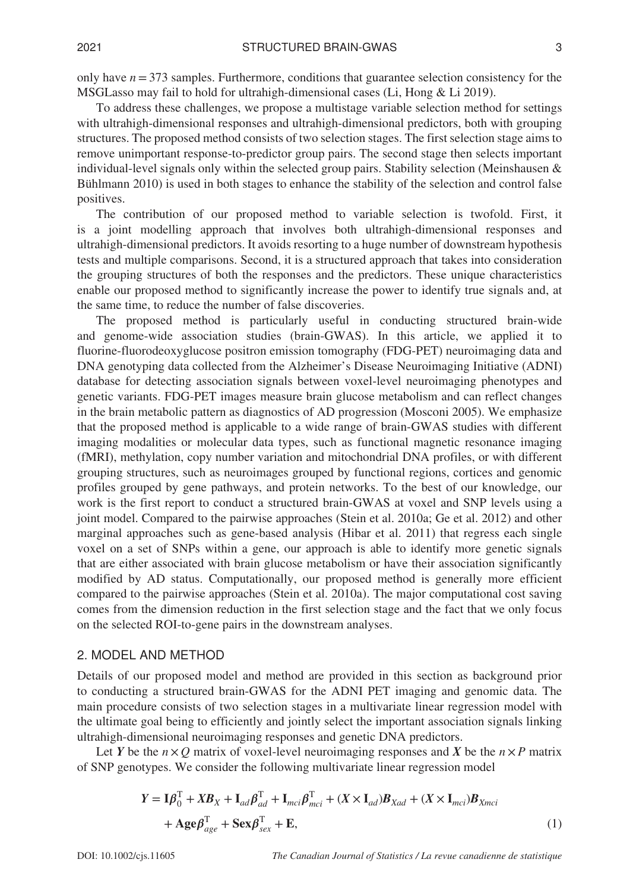only have $n = 373$ samples. Furthermore, conditions that guarantee selection consistency for the MSGLasso may fail to hold for ultrahigh-dimensional cases (Li, Hong & Li 2019).

To address these challenges, we propose a multistage variable selection method for settings with ultrahigh-dimensional responses and ultrahigh-dimensional predictors, both with grouping structures. The proposed method consists of two selection stages. The first selection stage aims to remove unimportant response-to-predictor group pairs. The second stage then selects important individual-level signals only within the selected group pairs. Stability selection (Meinshausen & Bühlmann 2010) is used in both stages to enhance the stability of the selection and control false positives.

The contribution of our proposed method to variable selection is twofold. First, it is a joint modelling approach that involves both ultrahigh-dimensional responses and ultrahigh-dimensional predictors. It avoids resorting to a huge number of downstream hypothesis tests and multiple comparisons. Second, it is a structured approach that takes into consideration the grouping structures of both the responses and the predictors. These unique characteristics enable our proposed method to significantly increase the power to identify true signals and, at the same time, to reduce the number of false discoveries.

The proposed method is particularly useful in conducting structured brain-wide and genome-wide association studies (brain-GWAS). In this article, we applied it to fluorine-fluorodeoxyglucose positron emission tomography (FDG-PET) neuroimaging data and DNA genotyping data collected from the Alzheimer's Disease Neuroimaging Initiative (ADNI) database for detecting association signals between voxel-level neuroimaging phenotypes and genetic variants. FDG-PET images measure brain glucose metabolism and can reflect changes in the brain metabolic pattern as diagnostics of AD progression (Mosconi 2005). We emphasize that the proposed method is applicable to a wide range of brain-GWAS studies with different imaging modalities or molecular data types, such as functional magnetic resonance imaging (fMRI), methylation, copy number variation and mitochondrial DNA profiles, or with different grouping structures, such as neuroimages grouped by functional regions, cortices and genomic profiles grouped by gene pathways, and protein networks. To the best of our knowledge, our work is the first report to conduct a structured brain-GWAS at voxel and SNP levels using a joint model. Compared to the pairwise approaches (Stein et al. 2010a; Ge et al. 2012) and other marginal approaches such as gene-based analysis (Hibar et al. 2011) that regress each single voxel on a set of SNPs within a gene, our approach is able to identify more genetic signals that are either associated with brain glucose metabolism or have their association significantly modified by AD status. Computationally, our proposed method is generally more efficient compared to the pairwise approaches (Stein et al. 2010a). The major computational cost saving comes from the dimension reduction in the first selection stage and the fact that we only focus on the selected ROI-to-gene pairs in the downstream analyses.

## 2. MODEL AND METHOD

Details of our proposed model and method are provided in this section as background prior to conducting a structured brain-GWAS for the ADNI PET imaging and genomic data. The main procedure consists of two selection stages in a multivariate linear regression model with the ultimate goal being to efficiently and jointly select the important association signals linking ultrahigh-dimensional neuroimaging responses and genetic DNA predictors.

Let $\boldsymbol{Y}$ be the $n \times Q$ matrix of voxel-level neuroimaging responses and $\boldsymbol{X}$ be the $n \times P$ matrix of SNP genotypes. We consider the following multivariate linear regression model

$$
\begin{aligned}
\boldsymbol{Y} = \mathbf{I}\boldsymbol{\beta}_0^{\mathrm{T}} + \boldsymbol{X}\boldsymbol{B}_X + \mathbf{I}_{ad}\boldsymbol{\beta}_{ad}^{\mathrm{T}} + \mathbf{I}_{mci}\boldsymbol{\beta}_{mci}^{\mathrm{T}} + (\boldsymbol{X} \times \mathbf{I}_{ad})\boldsymbol{B}_{Xad} + (\boldsymbol{X} \times \mathbf{I}_{mci})\boldsymbol{B}_{Xmci} \\
+ \mathbf{Age}\boldsymbol{\beta}_{age}^{\mathrm{T}} + \mathbf{Sex}\boldsymbol{\beta}_{sex}^{\mathrm{T}} + \mathbf{E}, \qquad (1)
\end{aligned}
$$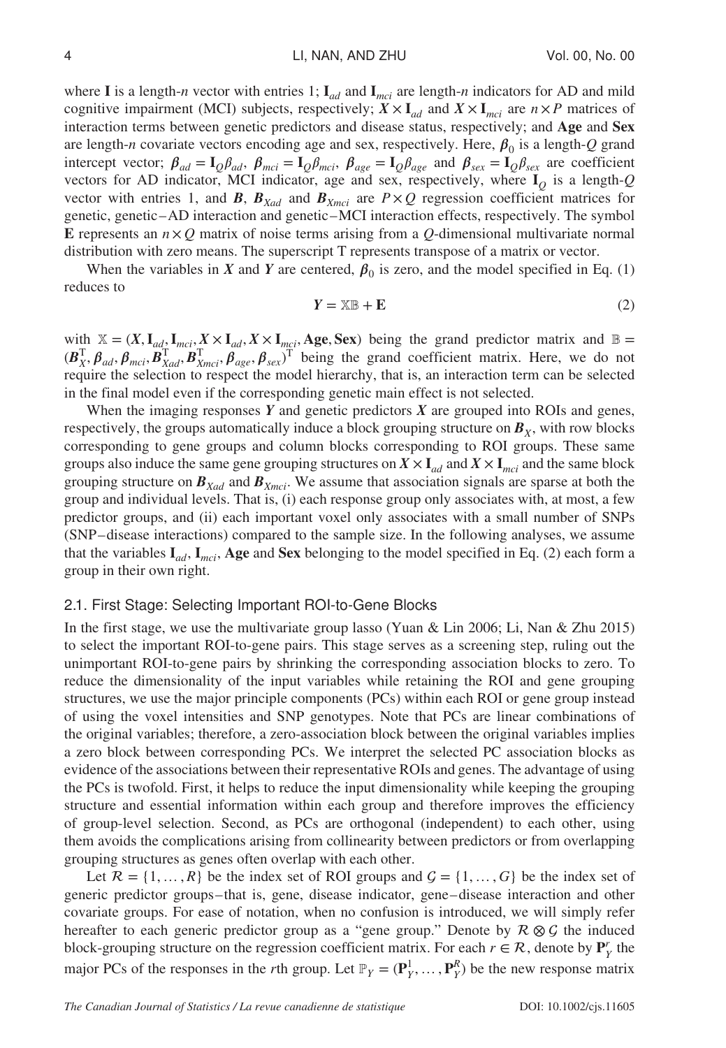where $\mathbf{I}$ is a length-$n$ vector with entries 1; $\mathbf{I}_{ad}$ and $\mathbf{I}_{mci}$ are length-$n$ indicators for AD and mild cognitive impairment (MCI) subjects, respectively; $\boldsymbol{X} \times \mathbf{I}_{ad}$ and $\boldsymbol{X} \times \mathbf{I}_{mci}$ are $n \times P$ matrices of interaction terms between genetic predictors and disease status, respectively; and **Age** and **Sex** are length-$n$ covariate vectors encoding age and sex, respectively. Here, $\boldsymbol{\beta}_0$ is a length-$Q$ grand intercept vector; $\boldsymbol{\beta}_{ad} = \mathbf{I}_Q \beta_{ad}$, $\boldsymbol{\beta}_{mci} = \mathbf{I}_Q \beta_{mci}$, $\boldsymbol{\beta}_{age} = \mathbf{I}_Q \beta_{age}$ and $\boldsymbol{\beta}_{sex} = \mathbf{I}_Q \beta_{sex}$ are coefficient vectors for AD indicator, MCI indicator, age and sex, respectively, where $\mathbf{I}_Q$ is a length-$Q$ vector with entries 1, and $\boldsymbol{B}$, $\boldsymbol{B}_{Xad}$ and $\boldsymbol{B}_{Xmci}$ are $P \times Q$ regression coefficient matrices for genetic, genetic–AD interaction and genetic–MCI interaction effects, respectively. The symbol $\mathbf{E}$ represents an $n \times Q$ matrix of noise terms arising from a $Q$-dimensional multivariate normal distribution with zero means. The superscript T represents transpose of a matrix or vector.

When the variables in $\boldsymbol{X}$ and $\boldsymbol{Y}$ are centered, $\boldsymbol{\beta}_0$ is zero, and the model specified in Eq. (1) reduces to

$$\boldsymbol{Y} = \mathbb{X}\mathbb{B} + \mathbf{E} \tag{2}$$

with $\mathbb{X} = (\boldsymbol{X}, \mathbf{I}_{ad}, \mathbf{I}_{mci}, \boldsymbol{X} \times \mathbf{I}_{ad}, \boldsymbol{X} \times \mathbf{I}_{mci}, \mathbf{Age}, \mathbf{Sex})$ being the grand predictor matrix and $\mathbb{B} = (\boldsymbol{B}_X^{\mathrm{T}}, \boldsymbol{\beta}_{ad}, \boldsymbol{\beta}_{mci}, \boldsymbol{B}_{Xad}^{\mathrm{T}}, \boldsymbol{B}_{Xmci}^{\mathrm{T}}, \boldsymbol{\beta}_{age}, \boldsymbol{\beta}_{sex})^{\mathrm{T}}$ being the grand coefficient matrix. Here, we do not require the selection to respect the model hierarchy, that is, an interaction term can be selected in the final model even if the corresponding genetic main effect is not selected.

When the imaging responses $\boldsymbol{Y}$ and genetic predictors $\boldsymbol{X}$ are grouped into ROIs and genes, respectively, the groups automatically induce a block grouping structure on $\boldsymbol{B}_X$, with row blocks corresponding to gene groups and column blocks corresponding to ROI groups. These same groups also induce the same gene grouping structures on $\boldsymbol{X} \times \mathbf{I}_{ad}$ and $\boldsymbol{X} \times \mathbf{I}_{mci}$ and the same block grouping structure on $\boldsymbol{B}_{Xad}$ and $\boldsymbol{B}_{Xmci}$. We assume that association signals are sparse at both the group and individual levels. That is, (i) each response group only associates with, at most, a few predictor groups, and (ii) each important voxel only associates with a small number of SNPs (SNP–disease interactions) compared to the sample size. In the following analyses, we assume that the variables $\mathbf{I}_{ad}$, $\mathbf{I}_{mci}$, **Age** and **Sex** belonging to the model specified in Eq. (2) each form a group in their own right.

## 2.1. First Stage: Selecting Important ROI-to-Gene Blocks

In the first stage, we use the multivariate group lasso (Yuan & Lin 2006; Li, Nan & Zhu 2015) to select the important ROI-to-gene pairs. This stage serves as a screening step, ruling out the unimportant ROI-to-gene pairs by shrinking the corresponding association blocks to zero. To reduce the dimensionality of the input variables while retaining the ROI and gene grouping structures, we use the major principle components (PCs) within each ROI or gene group instead of using the voxel intensities and SNP genotypes. Note that PCs are linear combinations of the original variables; therefore, a zero-association block between the original variables implies a zero block between corresponding PCs. We interpret the selected PC association blocks as evidence of the associations between their representative ROIs and genes. The advantage of using the PCs is twofold. First, it helps to reduce the input dimensionality while keeping the grouping structure and essential information within each group and therefore improves the efficiency of group-level selection. Second, as PCs are orthogonal (independent) to each other, using them avoids the complications arising from collinearity between predictors or from overlapping grouping structures as genes often overlap with each other.

Let $\mathcal{R} = \{1, \ldots, R\}$ be the index set of ROI groups and $\mathcal{G} = \{1, \ldots, G\}$ be the index set of generic predictor groups–that is, gene, disease indicator, gene–disease interaction and other covariate groups. For ease of notation, when no confusion is introduced, we will simply refer hereafter to each generic predictor group as a "gene group." Denote by $\mathcal{R} \otimes \mathcal{G}$ the induced block-grouping structure on the regression coefficient matrix. For each $r \in \mathcal{R}$, denote by $\mathbf{P}_Y^r$ the major PCs of the responses in the $r$th group. Let $\mathbb{P}_Y = (\mathbf{P}_Y^1, \ldots, \mathbf{P}_Y^R)$ be the new response matrix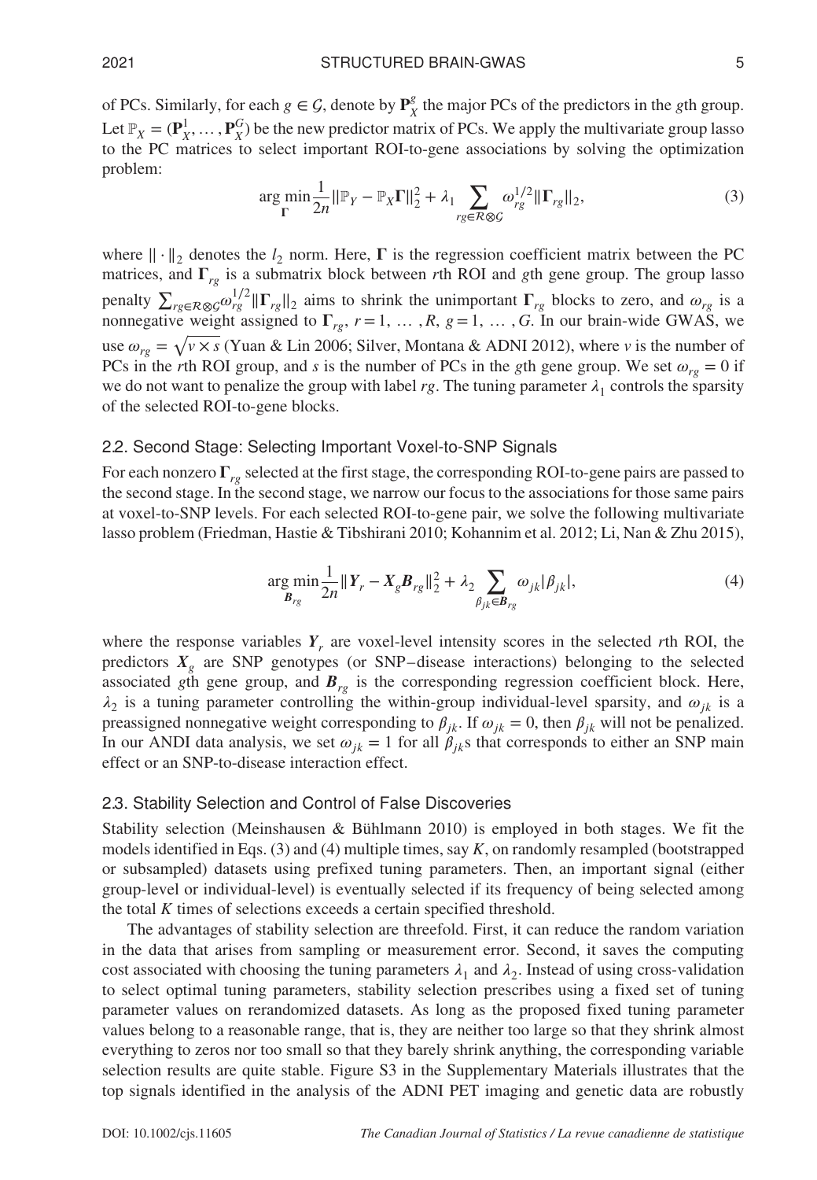of PCs. Similarly, for each $g \in \mathcal{G}$, denote by $\mathbf{P}_X^g$ the major PCs of the predictors in the $g$th group. Let $\mathbb{P}_X = (\mathbf{P}_X^1, \ldots, \mathbf{P}_X^G)$ be the new predictor matrix of PCs. We apply the multivariate group lasso to the PC matrices to select important ROI-to-gene associations by solving the optimization problem:

$$\arg\min_{\mathbf{\Gamma}} \frac{1}{2n} \|\mathbb{P}_Y - \mathbb{P}_X \mathbf{\Gamma}\|_2^2 + \lambda_1 \sum_{rg \in \mathcal{R} \otimes \mathcal{G}} \omega_{rg}^{1/2} \|\mathbf{\Gamma}_{rg}\|_2, \tag{3}$$

where $\|\cdot\|_2$ denotes the $l_2$ norm. Here, $\mathbf{\Gamma}$ is the regression coefficient matrix between the PC matrices, and $\mathbf{\Gamma}_{rg}$ is a submatrix block between $r$th ROI and $g$th gene group. The group lasso penalty $\sum_{rg \in \mathcal{R} \otimes \mathcal{G}} \omega_{rg}^{1/2} \|\mathbf{\Gamma}_{rg}\|_2$ aims to shrink the unimportant $\mathbf{\Gamma}_{rg}$ blocks to zero, and $\omega_{rg}$ is a nonnegative weight assigned to $\mathbf{\Gamma}_{rg}$, $r = 1, \ldots, R$, $g = 1, \ldots, G$. In our brain-wide GWAS, we use $\omega_{rg} = \sqrt{v \times s}$ (Yuan & Lin 2006; Silver, Montana & ADNI 2012), where $v$ is the number of PCs in the $r$th ROI group, and $s$ is the number of PCs in the $g$th gene group. We set $\omega_{rg} = 0$ if we do not want to penalize the group with label $rg$. The tuning parameter $\lambda_1$ controls the sparsity of the selected ROI-to-gene blocks.

## 2.2. Second Stage: Selecting Important Voxel-to-SNP Signals

For each nonzero $\mathbf{\Gamma}_{rg}$ selected at the first stage, the corresponding ROI-to-gene pairs are passed to the second stage. In the second stage, we narrow our focus to the associations for those same pairs at voxel-to-SNP levels. For each selected ROI-to-gene pair, we solve the following multivariate lasso problem (Friedman, Hastie & Tibshirani 2010; Kohannim et al. 2012; Li, Nan & Zhu 2015),

$$\arg\min_{\boldsymbol{B}_{rg}} \frac{1}{2n} \|\boldsymbol{Y}_r - \boldsymbol{X}_g \boldsymbol{B}_{rg}\|_2^2 + \lambda_2 \sum_{\beta_{jk} \in \boldsymbol{B}_{rg}} \omega_{jk} |\beta_{jk}|, \tag{4}$$

where the response variables $\boldsymbol{Y}_r$ are voxel-level intensity scores in the selected $r$th ROI, the predictors $\boldsymbol{X}_g$ are SNP genotypes (or SNP–disease interactions) belonging to the selected associated $g$th gene group, and $\boldsymbol{B}_{rg}$ is the corresponding regression coefficient block. Here, $\lambda_2$ is a tuning parameter controlling the within-group individual-level sparsity, and $\omega_{jk}$ is a preassigned nonnegative weight corresponding to $\beta_{jk}$. If $\omega_{jk} = 0$, then $\beta_{jk}$ will not be penalized. In our ANDI data analysis, we set $\omega_{jk} = 1$ for all $\beta_{jk}$s that corresponds to either an SNP main effect or an SNP-to-disease interaction effect.

## 2.3. Stability Selection and Control of False Discoveries

Stability selection (Meinshausen & Bühlmann 2010) is employed in both stages. We fit the models identified in Eqs. (3) and (4) multiple times, say $K$, on randomly resampled (bootstrapped or subsampled) datasets using prefixed tuning parameters. Then, an important signal (either group-level or individual-level) is eventually selected if its frequency of being selected among the total $K$ times of selections exceeds a certain specified threshold.

The advantages of stability selection are threefold. First, it can reduce the random variation in the data that arises from sampling or measurement error. Second, it saves the computing cost associated with choosing the tuning parameters $\lambda_1$ and $\lambda_2$. Instead of using cross-validation to select optimal tuning parameters, stability selection prescribes using a fixed set of tuning parameter values on rerandomized datasets. As long as the proposed fixed tuning parameter values belong to a reasonable range, that is, they are neither too large so that they shrink almost everything to zeros nor too small so that they barely shrink anything, the corresponding variable selection results are quite stable. Figure S3 in the Supplementary Materials illustrates that the top signals identified in the analysis of the ADNI PET imaging and genetic data are robustly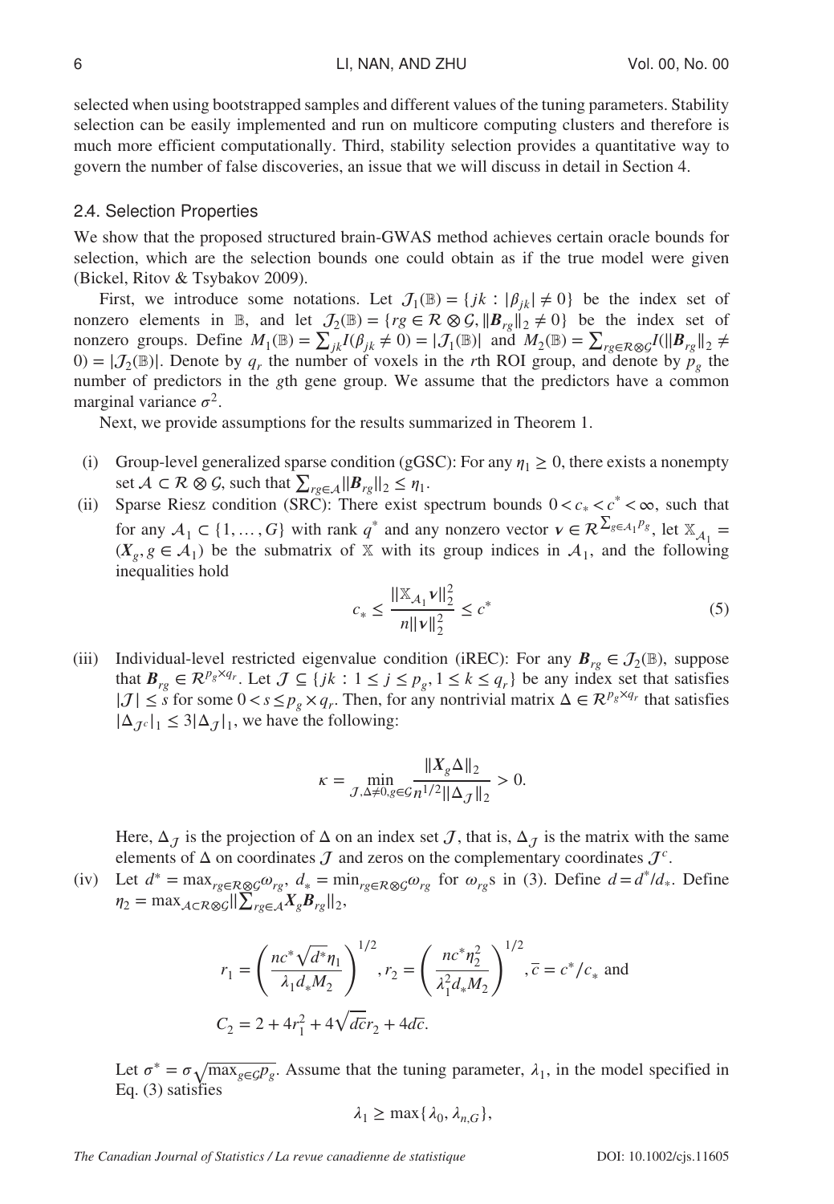selected when using bootstrapped samples and different values of the tuning parameters. Stability selection can be easily implemented and run on multicore computing clusters and therefore is much more efficient computationally. Third, stability selection provides a quantitative way to govern the number of false discoveries, an issue that we will discuss in detail in Section 4.

## 2.4. Selection Properties

We show that the proposed structured brain-GWAS method achieves certain oracle bounds for selection, which are the selection bounds one could obtain as if the true model were given (Bickel, Ritov & Tsybakov 2009).

First, we introduce some notations. Let $\mathcal{J}_1(\mathbb{B}) = \{jk : |\beta_{jk}| \neq 0\}$ be the index set of nonzero elements in $\mathbb{B}$, and let $\mathcal{J}_2(\mathbb{B}) = \{rg \in \mathcal{R} \otimes \mathcal{G}, \|\boldsymbol{B}_{rg}\|_2 \neq 0\}$ be the index set of nonzero groups. Define $M_1(\mathbb{B}) = \sum_{jk} I(\beta_{jk} \neq 0) = |\mathcal{J}_1(\mathbb{B})|$ and $M_2(\mathbb{B}) = \sum_{rg\in\mathcal{R}\otimes\mathcal{G}} I(\|\boldsymbol{B}_{rg}\|_2 \neq 0) = |\mathcal{J}_2(\mathbb{B})|$. Denote by $q_r$ the number of voxels in the $r$th ROI group, and denote by $p_g$ the number of predictors in the $g$th gene group. We assume that the predictors have a common marginal variance $\sigma^2$.

Next, we provide assumptions for the results summarized in Theorem 1.

(i) Group-level generalized sparse condition (gGSC): For any $\eta_1 \geq 0$, there exists a nonempty set $\mathcal{A} \subset \mathcal{R} \otimes \mathcal{G}$, such that $\sum_{rg\in\mathcal{A}} \|\boldsymbol{B}_{rg}\|_2 \leq \eta_1$.

(ii) Sparse Riesz condition (SRC): There exist spectrum bounds $0 < c_* < c^* < \infty$, such that for any $\mathcal{A}_1 \subset \{1, \ldots, G\}$ with rank $q^*$ and any nonzero vector $\boldsymbol{v} \in \mathcal{R}^{\sum_{g\in\mathcal{A}_1} p_g}$, let $\mathbb{X}_{\mathcal{A}_1} = (\boldsymbol{X}_g, g \in \mathcal{A}_1)$ be the submatrix of $\mathbb{X}$ with its group indices in $\mathcal{A}_1$, and the following inequalities hold

$$c_* \leq \frac{\|\mathbb{X}_{\mathcal{A}_1}\boldsymbol{v}\|_2^2}{n\|\boldsymbol{v}\|_2^2} \leq c^* \tag{5}$$

(iii) Individual-level restricted eigenvalue condition (iREC): For any $\boldsymbol{B}_{rg} \in \mathcal{J}_2(\mathbb{B})$, suppose that $\boldsymbol{B}_{rg} \in \mathcal{R}^{p_g \times q_r}$. Let $\mathcal{J} \subseteq \{jk : 1 \leq j \leq p_g, 1 \leq k \leq q_r\}$ be any index set that satisfies $|\mathcal{J}| \leq s$ for some $0 < s \leq p_g \times q_r$. Then, for any nontrivial matrix $\Delta \in \mathcal{R}^{p_g \times q_r}$ that satisfies $|\Delta_{\mathcal{J}^c}|_1 \leq 3|\Delta_{\mathcal{J}}|_1$, we have the following:

$$\kappa = \min_{\mathcal{J},\Delta\neq 0, g\in\mathcal{G}} \frac{\|\boldsymbol{X}_g\Delta\|_2}{n^{1/2}\|\Delta_{\mathcal{J}}\|_2} > 0.$$

Here, $\Delta_{\mathcal{J}}$ is the projection of $\Delta$ on an index set $\mathcal{J}$, that is, $\Delta_{\mathcal{J}}$ is the matrix with the same elements of $\Delta$ on coordinates $\mathcal{J}$ and zeros on the complementary coordinates $\mathcal{J}^c$.

(iv) Let $d^* = \max_{rg\in\mathcal{R}\otimes\mathcal{G}} \omega_{rg}$, $d_* = \min_{rg\in\mathcal{R}\otimes\mathcal{G}} \omega_{rg}$ for $\omega_{rg}$s in (3). Define $d = d^*/d_*$. Define $\eta_2 = \max_{\mathcal{A}\subset\mathcal{R}\otimes\mathcal{G}} \|\sum_{rg\in\mathcal{A}} \boldsymbol{X}_g\boldsymbol{B}_{rg}\|_2$,

$$r_1 = \left(\frac{nc^*\sqrt{d^*}\eta_1}{\lambda_1 d_* M_2}\right)^{1/2}, r_2 = \left(\frac{nc^*\eta_2^2}{\lambda_1^2 d_* M_2}\right)^{1/2}, \bar{c} = c^*/c_* \text{ and}$$

$$C_2 = 2 + 4r_1^2 + 4\sqrt{d\bar{c}}r_2 + 4d\bar{c}.$$

Let $\sigma^* = \sigma\sqrt{\max_{g\in\mathcal{G}} p_g}$. Assume that the tuning parameter, $\lambda_1$, in the model specified in Eq. (3) satisfies

$$\lambda_1 \geq \max\{\lambda_0, \lambda_{n,G}\},$$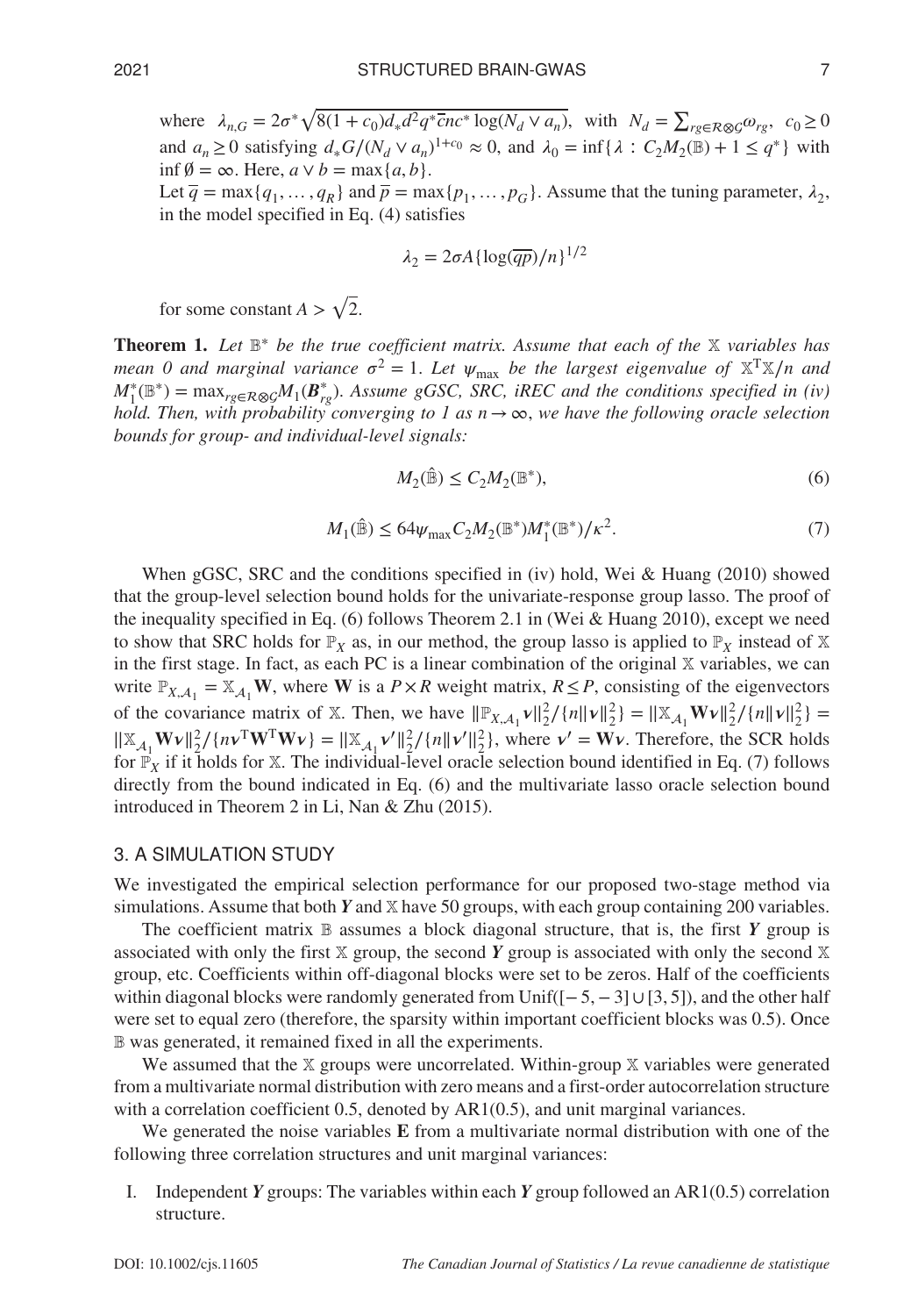where $\lambda_{n,G} = 2\sigma^* \sqrt{8(1+c_0)d_* d^2 q^* \bar{c} n c^* \log(N_d \vee a_n)}$, with $N_d = \sum_{rg \in \mathcal{R} \otimes \mathcal{G}} \omega_{rg}$, $c_0 \geq 0$ and $a_n \geq 0$ satisfying $d_* G/(N_d \vee a_n)^{1+c_0} \approx 0$, and $\lambda_0 = \inf\{\lambda : C_2 M_2(\mathbb{B}) + 1 \leq q^*\}$ with $\inf \emptyset = \infty$. Here, $a \vee b = \max\{a, b\}$.

Let $\overline{q} = \max\{q_1, \ldots, q_R\}$ and $\overline{p} = \max\{p_1, \ldots, p_G\}$. Assume that the tuning parameter, $\lambda_2$, in the model specified in Eq. (4) satisfies

$$\lambda_2 = 2\sigma A \{\log(\overline{qp})/n\}^{1/2}$$

for some constant $A > \sqrt{2}$.

**Theorem 1.** *Let $\mathbb{B}^*$ be the true coefficient matrix. Assume that each of the $\mathbb{X}$ variables has mean 0 and marginal variance $\sigma^2 = 1$. Let $\psi_{\max}$ be the largest eigenvalue of $\mathbb{X}^{\mathrm{T}}\mathbb{X}/n$ and $M_1^*(\mathbb{B}^*) = \max_{rg \in \mathcal{R} \otimes \mathcal{G}} M_1(\boldsymbol{B}_{rg}^*)$. Assume gGSC, SRC, iREC and the conditions specified in (iv) hold. Then, with probability converging to 1 as $n \to \infty$, we have the following oracle selection bounds for group- and individual-level signals:*

$$M_2(\hat{\mathbb{B}}) \leq C_2 M_2(\mathbb{B}^*), \tag{6}$$

$$M_1(\hat{\mathbb{B}}) \leq 64 \psi_{\max} C_2 M_2(\mathbb{B}^*) M_1^*(\mathbb{B}^*)/\kappa^2. \tag{7}$$

When gGSC, SRC and the conditions specified in (iv) hold, Wei & Huang (2010) showed that the group-level selection bound holds for the univariate-response group lasso. The proof of the inequality specified in Eq. (6) follows Theorem 2.1 in (Wei & Huang 2010), except we need to show that SRC holds for $\mathbb{P}_X$ as, in our method, the group lasso is applied to $\mathbb{P}_X$ instead of $\mathbb{X}$ in the first stage. In fact, as each PC is a linear combination of the original $\mathbb{X}$ variables, we can write $\mathbb{P}_{X,\mathcal{A}_1} = \mathbb{X}_{\mathcal{A}_1}\mathbf{W}$, where $\mathbf{W}$ is a $P \times R$ weight matrix, $R \leq P$, consisting of the eigenvectors of the covariance matrix of $\mathbb{X}$. Then, we have $\|\mathbb{P}_{X,\mathcal{A}_1}\boldsymbol{v}\|_2^2/\{n\|\boldsymbol{v}\|_2^2\} = \|\mathbb{X}_{\mathcal{A}_1}\mathbf{W}\boldsymbol{v}\|_2^2/\{n\|\boldsymbol{v}\|_2^2\} = \|\mathbb{X}_{\mathcal{A}_1}\mathbf{W}\boldsymbol{v}\|_2^2/\{n\boldsymbol{v}^{\mathrm{T}}\mathbf{W}^{\mathrm{T}}\mathbf{W}\boldsymbol{v}\} = \|\mathbb{X}_{\mathcal{A}_1}\boldsymbol{v}'\|_2^2/\{n\|\boldsymbol{v}'\|_2^2\}$, where $\boldsymbol{v}' = \mathbf{W}\boldsymbol{v}$. Therefore, the SCR holds for $\mathbb{P}_X$ if it holds for $\mathbb{X}$. The individual-level oracle selection bound identified in Eq. (7) follows directly from the bound indicated in Eq. (6) and the multivariate lasso oracle selection bound introduced in Theorem 2 in Li, Nan & Zhu (2015).

## 3. A SIMULATION STUDY

We investigated the empirical selection performance for our proposed two-stage method via simulations. Assume that both $\boldsymbol{Y}$ and $\mathbb{X}$ have 50 groups, with each group containing 200 variables.

The coefficient matrix $\mathbb{B}$ assumes a block diagonal structure, that is, the first $\boldsymbol{Y}$ group is associated with only the first $\mathbb{X}$ group, the second $\boldsymbol{Y}$ group is associated with only the second $\mathbb{X}$ group, etc. Coefficients within off-diagonal blocks were set to be zeros. Half of the coefficients within diagonal blocks were randomly generated from $\mathrm{Unif}([-5, -3] \cup [3, 5])$, and the other half were set to equal zero (therefore, the sparsity within important coefficient blocks was 0.5). Once $\mathbb{B}$ was generated, it remained fixed in all the experiments.

We assumed that the $\mathbb{X}$ groups were uncorrelated. Within-group $\mathbb{X}$ variables were generated from a multivariate normal distribution with zero means and a first-order autocorrelation structure with a correlation coefficient 0.5, denoted by AR1(0.5), and unit marginal variances.

We generated the noise variables $\mathbf{E}$ from a multivariate normal distribution with one of the following three correlation structures and unit marginal variances:

I. Independent $\boldsymbol{Y}$ groups: The variables within each $\boldsymbol{Y}$ group followed an AR1(0.5) correlation structure.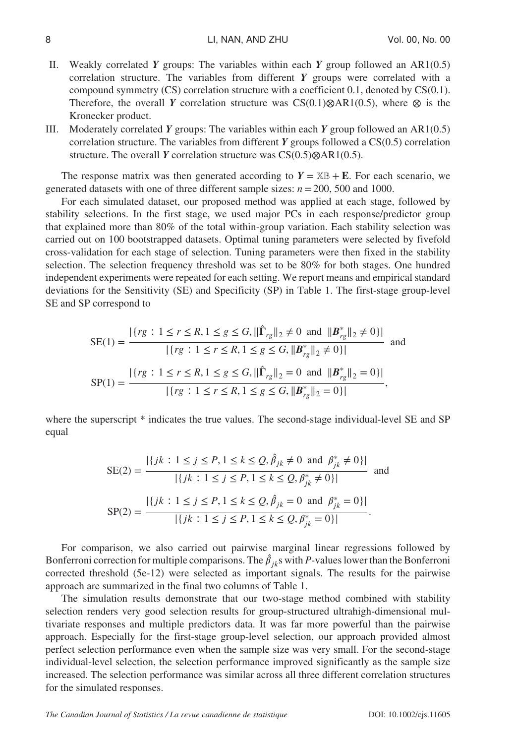II. Weakly correlated $\boldsymbol{Y}$ groups: The variables within each $\boldsymbol{Y}$ group followed an AR1(0.5) correlation structure. The variables from different $\boldsymbol{Y}$ groups were correlated with a compound symmetry (CS) correlation structure with a coefficient 0.1, denoted by CS(0.1). Therefore, the overall $\boldsymbol{Y}$ correlation structure was CS(0.1)$\otimes$AR1(0.5), where $\otimes$ is the Kronecker product.

III. Moderately correlated $\boldsymbol{Y}$ groups: The variables within each $\boldsymbol{Y}$ group followed an AR1(0.5) correlation structure. The variables from different $\boldsymbol{Y}$ groups followed a CS(0.5) correlation structure. The overall $\boldsymbol{Y}$ correlation structure was CS(0.5)$\otimes$AR1(0.5).

The response matrix was then generated according to $\boldsymbol{Y} = \mathbb{X}\mathbb{B} + \mathbf{E}$. For each scenario, we generated datasets with one of three different sample sizes: $n = 200$, 500 and 1000.

For each simulated dataset, our proposed method was applied at each stage, followed by stability selections. In the first stage, we used major PCs in each response/predictor group that explained more than 80% of the total within-group variation. Each stability selection was carried out on 100 bootstrapped datasets. Optimal tuning parameters were selected by fivefold cross-validation for each stage of selection. Tuning parameters were then fixed in the stability selection. The selection frequency threshold was set to be 80% for both stages. One hundred independent experiments were repeated for each setting. We report means and empirical standard deviations for the Sensitivity (SE) and Specificity (SP) in Table 1. The first-stage group-level SE and SP correspond to

$$\mathrm{SE}(1) = \frac{|\{rg : 1 \le r \le R, 1 \le g \le G, \|\hat{\boldsymbol{\Gamma}}_{rg}\|_2 \neq 0 \text{ and } \|\boldsymbol{B}^*_{rg}\|_2 \neq 0\}|}{|\{rg : 1 \le r \le R, 1 \le g \le G, \|\boldsymbol{B}^*_{rg}\|_2 \neq 0\}|} \text{ and}$$

$$\mathrm{SP}(1) = \frac{|\{rg : 1 \le r \le R, 1 \le g \le G, \|\hat{\boldsymbol{\Gamma}}_{rg}\|_2 = 0 \text{ and } \|\boldsymbol{B}^*_{rg}\|_2 = 0\}|}{|\{rg : 1 \le r \le R, 1 \le g \le G, \|\boldsymbol{B}^*_{rg}\|_2 = 0\}|},$$

where the superscript * indicates the true values. The second-stage individual-level SE and SP equal

$$\mathrm{SE}(2) = \frac{|\{jk : 1 \le j \le P, 1 \le k \le Q, \hat{\beta}_{jk} \neq 0 \text{ and } \beta^*_{jk} \neq 0\}|}{|\{jk : 1 \le j \le P, 1 \le k \le Q, \beta^*_{jk} \neq 0\}|} \text{ and}$$

$$\mathrm{SP}(2) = \frac{|\{jk : 1 \le j \le P, 1 \le k \le Q, \hat{\beta}_{jk} = 0 \text{ and } \beta^*_{jk} = 0\}|}{|\{jk : 1 \le j \le P, 1 \le k \le Q, \beta^*_{jk} = 0\}|}.$$

For comparison, we also carried out pairwise marginal linear regressions followed by Bonferroni correction for multiple comparisons. The $\hat{\beta}_{jk}$s with $P$-values lower than the Bonferroni corrected threshold (5e-12) were selected as important signals. The results for the pairwise approach are summarized in the final two columns of Table 1.

The simulation results demonstrate that our two-stage method combined with stability selection renders very good selection results for group-structured ultrahigh-dimensional multivariate responses and multiple predictors data. It was far more powerful than the pairwise approach. Especially for the first-stage group-level selection, our approach provided almost perfect selection performance even when the sample size was very small. For the second-stage individual-level selection, the selection performance improved significantly as the sample size increased. The selection performance was similar across all three different correlation structures for the simulated responses.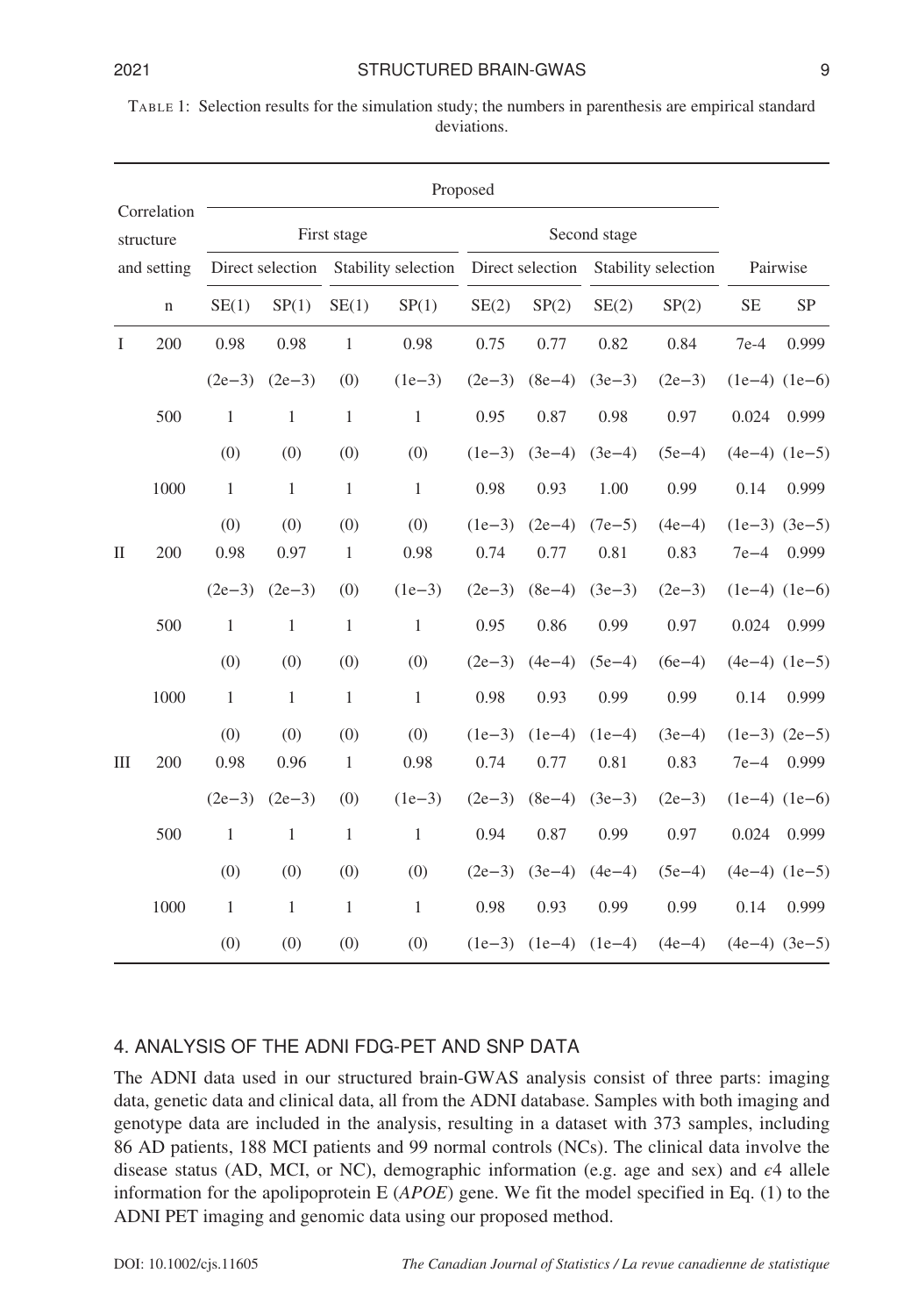TABLE 1: Selection results for the simulation study; the numbers in parenthesis are empirical standard deviations.

| Correlation structure and setting | | Proposed | | | | | | | | | |
|---|---|---|---|---|---|---|---|---|---|---|---|
| | | First stage | | | | Second stage | | | | Pairwise | |
| | | Direct selection | | Stability selection | | Direct selection | | Stability selection | | | |
| | n | SE(1) | SP(1) | SE(1) | SP(1) | SE(2) | SP(2) | SE(2) | SP(2) | SE | SP |
| I | 200 | 0.98 | 0.98 | 1 | 0.98 | 0.75 | 0.77 | 0.82 | 0.84 | 7e-4 | 0.999 |
| | | (2e−3) | (2e−3) | (0) | (1e−3) | (2e−3) | (8e−4) | (3e−3) | (2e−3) | (1e−4) | (1e−6) |
| | 500 | 1 | 1 | 1 | 1 | 0.95 | 0.87 | 0.98 | 0.97 | 0.024 | 0.999 |
| | | (0) | (0) | (0) | (0) | (1e−3) | (3e−4) | (3e−4) | (5e−4) | (4e−4) | (1e−5) |
| | 1000 | 1 | 1 | 1 | 1 | 0.98 | 0.93 | 1.00 | 0.99 | 0.14 | 0.999 |
| | | (0) | (0) | (0) | (0) | (1e−3) | (2e−4) | (7e−5) | (4e−4) | (1e−3) | (3e−5) |
| II | 200 | 0.98 | 0.97 | 1 | 0.98 | 0.74 | 0.77 | 0.81 | 0.83 | 7e−4 | 0.999 |
| | | (2e−3) | (2e−3) | (0) | (1e−3) | (2e−3) | (8e−4) | (3e−3) | (2e−3) | (1e−4) | (1e−6) |
| | 500 | 1 | 1 | 1 | 1 | 0.95 | 0.86 | 0.99 | 0.97 | 0.024 | 0.999 |
| | | (0) | (0) | (0) | (0) | (2e−3) | (4e−4) | (5e−4) | (6e−4) | (4e−4) | (1e−5) |
| | 1000 | 1 | 1 | 1 | 1 | 0.98 | 0.93 | 0.99 | 0.99 | 0.14 | 0.999 |
| | | (0) | (0) | (0) | (0) | (1e−3) | (1e−4) | (1e−4) | (3e−4) | (1e−3) | (2e−5) |
| III | 200 | 0.98 | 0.96 | 1 | 0.98 | 0.74 | 0.77 | 0.81 | 0.83 | 7e−4 | 0.999 |
| | | (2e−3) | (2e−3) | (0) | (1e−3) | (2e−3) | (8e−4) | (3e−3) | (2e−3) | (1e−4) | (1e−6) |
| | 500 | 1 | 1 | 1 | 1 | 0.94 | 0.87 | 0.99 | 0.97 | 0.024 | 0.999 |
| | | (0) | (0) | (0) | (0) | (2e−3) | (3e−4) | (4e−4) | (5e−4) | (4e−4) | (1e−5) |
| | 1000 | 1 | 1 | 1 | 1 | 0.98 | 0.93 | 0.99 | 0.99 | 0.14 | 0.999 |
| | | (0) | (0) | (0) | (0) | (1e−3) | (1e−4) | (1e−4) | (4e−4) | (4e−4) | (3e−5) |

## 4. ANALYSIS OF THE ADNI FDG-PET AND SNP DATA

The ADNI data used in our structured brain-GWAS analysis consist of three parts: imaging data, genetic data and clinical data, all from the ADNI database. Samples with both imaging and genotype data are included in the analysis, resulting in a dataset with 373 samples, including 86 AD patients, 188 MCI patients and 99 normal controls (NCs). The clinical data involve the disease status (AD, MCI, or NC), demographic information (e.g. age and sex) and $\epsilon 4$ allele information for the apolipoprotein E (*APOE*) gene. We fit the model specified in Eq. (1) to the ADNI PET imaging and genomic data using our proposed method.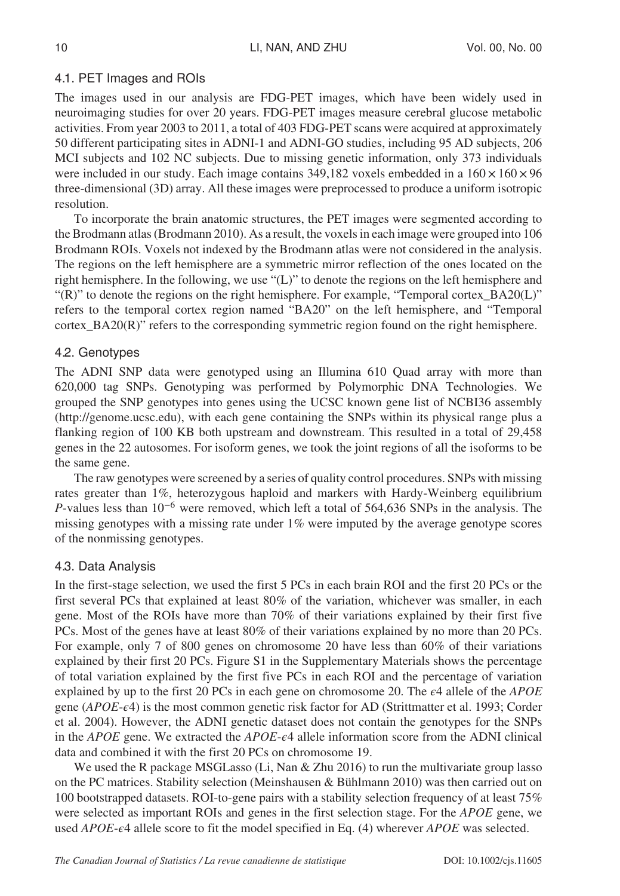### 4.1. PET Images and ROIs

The images used in our analysis are FDG-PET images, which have been widely used in neuroimaging studies for over 20 years. FDG-PET images measure cerebral glucose metabolic activities. From year 2003 to 2011, a total of 403 FDG-PET scans were acquired at approximately 50 different participating sites in ADNI-1 and ADNI-GO studies, including 95 AD subjects, 206 MCI subjects and 102 NC subjects. Due to missing genetic information, only 373 individuals were included in our study. Each image contains 349,182 voxels embedded in a $160 \times 160 \times 96$ three-dimensional (3D) array. All these images were preprocessed to produce a uniform isotropic resolution.

To incorporate the brain anatomic structures, the PET images were segmented according to the Brodmann atlas (Brodmann 2010). As a result, the voxels in each image were grouped into 106 Brodmann ROIs. Voxels not indexed by the Brodmann atlas were not considered in the analysis. The regions on the left hemisphere are a symmetric mirror reflection of the ones located on the right hemisphere. In the following, we use "(L)" to denote the regions on the left hemisphere and "(R)" to denote the regions on the right hemisphere. For example, "Temporal cortex_BA20(L)" refers to the temporal cortex region named "BA20" on the left hemisphere, and "Temporal cortex_BA20(R)" refers to the corresponding symmetric region found on the right hemisphere.

### 4.2. Genotypes

The ADNI SNP data were genotyped using an Illumina 610 Quad array with more than 620,000 tag SNPs. Genotyping was performed by Polymorphic DNA Technologies. We grouped the SNP genotypes into genes using the UCSC known gene list of NCBI36 assembly (http://genome.ucsc.edu), with each gene containing the SNPs within its physical range plus a flanking region of 100 KB both upstream and downstream. This resulted in a total of 29,458 genes in the 22 autosomes. For isoform genes, we took the joint regions of all the isoforms to be the same gene.

The raw genotypes were screened by a series of quality control procedures. SNPs with missing rates greater than 1%, heterozygous haploid and markers with Hardy-Weinberg equilibrium $P$-values less than $10^{-6}$ were removed, which left a total of 564,636 SNPs in the analysis. The missing genotypes with a missing rate under 1% were imputed by the average genotype scores of the nonmissing genotypes.

### 4.3. Data Analysis

In the first-stage selection, we used the first 5 PCs in each brain ROI and the first 20 PCs or the first several PCs that explained at least 80% of the variation, whichever was smaller, in each gene. Most of the ROIs have more than 70% of their variations explained by their first five PCs. Most of the genes have at least 80% of their variations explained by no more than 20 PCs. For example, only 7 of 800 genes on chromosome 20 have less than 60% of their variations explained by their first 20 PCs. Figure S1 in the Supplementary Materials shows the percentage of total variation explained by the first five PCs in each ROI and the percentage of variation explained by up to the first 20 PCs in each gene on chromosome 20. The $\epsilon 4$ allele of the *APOE* gene (*APOE*-$\epsilon 4$) is the most common genetic risk factor for AD (Strittmatter et al. 1993; Corder et al. 2004). However, the ADNI genetic dataset does not contain the genotypes for the SNPs in the *APOE* gene. We extracted the *APOE*-$\epsilon 4$ allele information score from the ADNI clinical data and combined it with the first 20 PCs on chromosome 19.

We used the R package MSGLasso (Li, Nan & Zhu 2016) to run the multivariate group lasso on the PC matrices. Stability selection (Meinshausen & Bühlmann 2010) was then carried out on 100 bootstrapped datasets. ROI-to-gene pairs with a stability selection frequency of at least 75% were selected as important ROIs and genes in the first selection stage. For the *APOE* gene, we used *APOE*-$\epsilon 4$ allele score to fit the model specified in Eq. (4) wherever *APOE* was selected.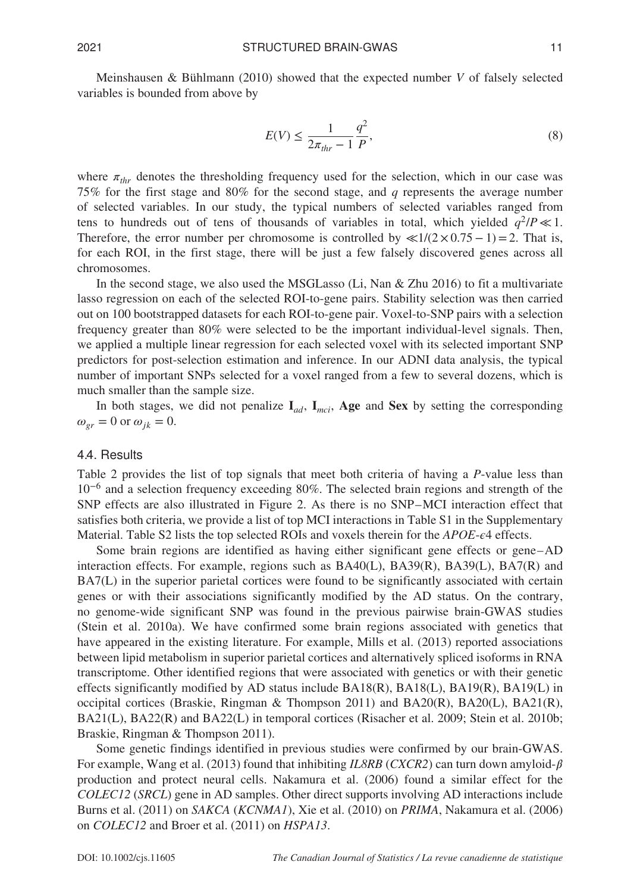Meinshausen & Bühlmann (2010) showed that the expected number $V$ of falsely selected variables is bounded from above by

$$E(V) \leq \frac{1}{2\pi_{thr} - 1} \frac{q^2}{P}, \tag{8}$$

where $\pi_{thr}$ denotes the thresholding frequency used for the selection, which in our case was 75% for the first stage and 80% for the second stage, and $q$ represents the average number of selected variables. In our study, the typical numbers of selected variables ranged from tens to hundreds out of tens of thousands of variables in total, which yielded $q^2/P \ll 1$. Therefore, the error number per chromosome is controlled by $\ll 1/(2 \times 0.75 - 1) = 2$. That is, for each ROI, in the first stage, there will be just a few falsely discovered genes across all chromosomes.

In the second stage, we also used the MSGLasso (Li, Nan & Zhu 2016) to fit a multivariate lasso regression on each of the selected ROI-to-gene pairs. Stability selection was then carried out on 100 bootstrapped datasets for each ROI-to-gene pair. Voxel-to-SNP pairs with a selection frequency greater than 80% were selected to be the important individual-level signals. Then, we applied a multiple linear regression for each selected voxel with its selected important SNP predictors for post-selection estimation and inference. In our ADNI data analysis, the typical number of important SNPs selected for a voxel ranged from a few to several dozens, which is much smaller than the sample size.

In both stages, we did not penalize $\mathbf{I}_{ad}$, $\mathbf{I}_{mci}$, **Age** and **Sex** by setting the corresponding $\omega_{gr} = 0$ or $\omega_{jk} = 0$.

## 4.4. Results

Table 2 provides the list of top signals that meet both criteria of having a $P$-value less than $10^{-6}$ and a selection frequency exceeding 80%. The selected brain regions and strength of the SNP effects are also illustrated in Figure 2. As there is no SNP–MCI interaction effect that satisfies both criteria, we provide a list of top MCI interactions in Table S1 in the Supplementary Material. Table S2 lists the top selected ROIs and voxels therein for the *APOE*-$\epsilon$4 effects.

Some brain regions are identified as having either significant gene effects or gene–AD interaction effects. For example, regions such as BA40(L), BA39(R), BA39(L), BA7(R) and BA7(L) in the superior parietal cortices were found to be significantly associated with certain genes or with their associations significantly modified by the AD status. On the contrary, no genome-wide significant SNP was found in the previous pairwise brain-GWAS studies (Stein et al. 2010a). We have confirmed some brain regions associated with genetics that have appeared in the existing literature. For example, Mills et al. (2013) reported associations between lipid metabolism in superior parietal cortices and alternatively spliced isoforms in RNA transcriptome. Other identified regions that were associated with genetics or with their genetic effects significantly modified by AD status include BA18(R), BA18(L), BA19(R), BA19(L) in occipital cortices (Braskie, Ringman & Thompson 2011) and BA20(R), BA20(L), BA21(R), BA21(L), BA22(R) and BA22(L) in temporal cortices (Risacher et al. 2009; Stein et al. 2010b; Braskie, Ringman & Thompson 2011).

Some genetic findings identified in previous studies were confirmed by our brain-GWAS. For example, Wang et al. (2013) found that inhibiting *IL8RB* (*CXCR2*) can turn down amyloid-$\beta$ production and protect neural cells. Nakamura et al. (2006) found a similar effect for the *COLEC12* (*SRCL*) gene in AD samples. Other direct supports involving AD interactions include Burns et al. (2011) on *SAKCA* (*KCNMA1*), Xie et al. (2010) on *PRIMA*, Nakamura et al. (2006) on *COLEC12* and Broer et al. (2011) on *HSPA13*.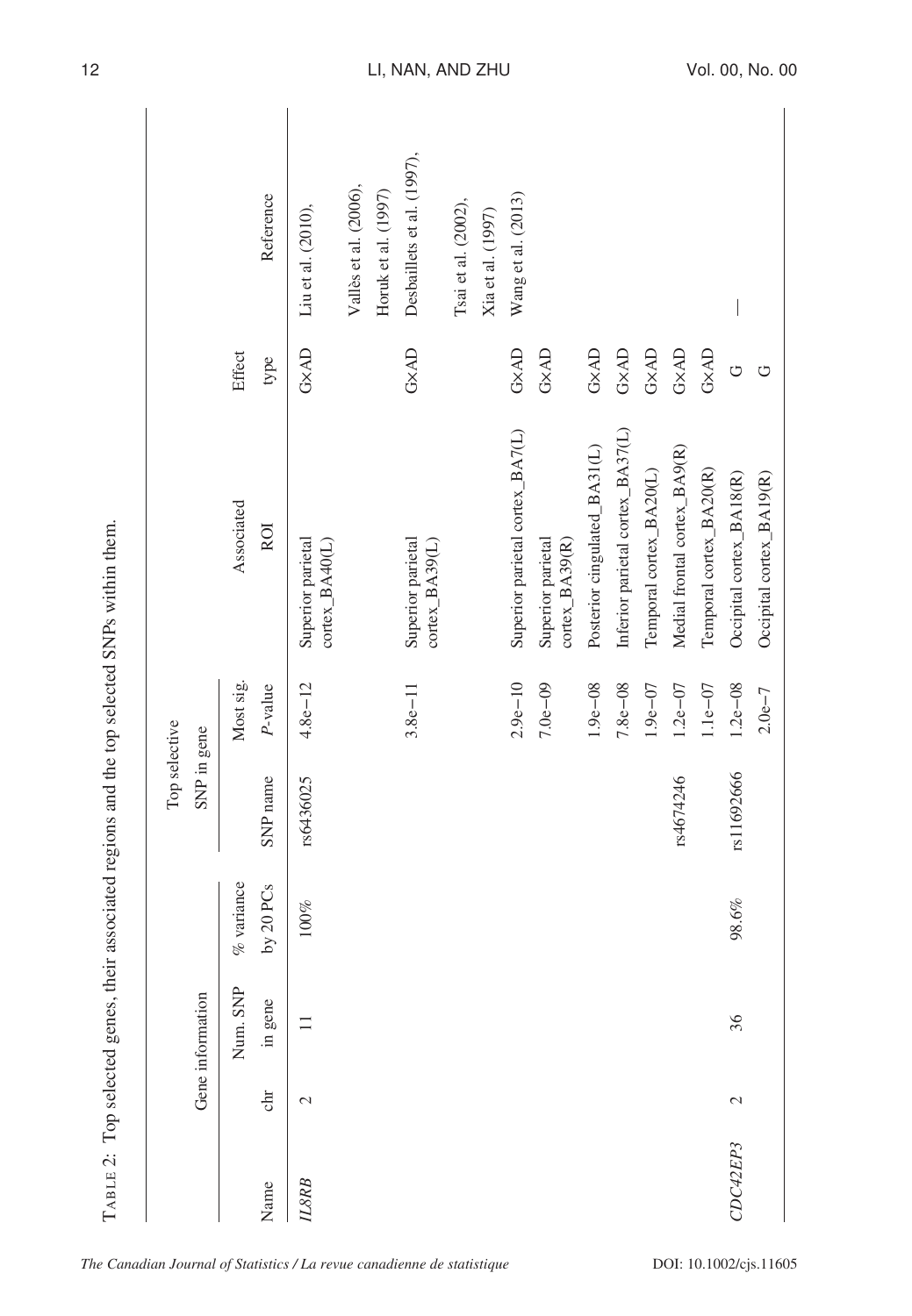TABLE 2: Top selected genes, their associated regions and the top selected SNPs within them.

| Gene information | | | | Top selective SNP in gene | | | | |
|---|---|---|---|---|---|---|---|---|
| Name | chr | Num. SNP in gene | % variance by 20 PCs | SNP name | Most sig. *P*-value | Associated ROI | Effect type | Reference |
| *IL8RB* | 2 | 11 | 100% | rs6436025 | 4.8e−12 | Superior parietal cortex_BA40(L) | G×AD | Liu et al. (2010), Vallès et al. (2006), Horuk et al. (1997) |
| | | | | | 3.8e−11 | Superior parietal cortex_BA39(L) | G×AD | Desbaillets et al. (1997), Tsai et al. (2002), Xia et al. (1997) |
| | | | | | 2.9e−10 | Superior parietal cortex_BA7(L) | G×AD | Wang et al. (2013) |
| | | | | | 7.0e−09 | Superior parietal cortex_BA39(R) | G×AD | |
| | | | | | 1.9e−08 | Posterior cingulated_BA31(L) | G×AD | |
| | | | | | 7.8e−08 | Inferior parietal cortex_BA37(L) | G×AD | |
| | | | | | 1.9e−07 | Temporal cortex_BA20(L) | G×AD | |
| | | | | rs4674246 | 1.2e−07 | Medial frontal cortex_BA9(R) | G×AD | |
| | | | | | 1.1e−07 | Temporal cortex_BA20(R) | G×AD | |
| *CDC42EP3* | 2 | 36 | 98.6% | rs11692666 | 1.2e−08 | Occipital cortex_BA18(R) | G | — |
| | | | | | 2.0e−7 | Occipital cortex_BA19(R) | G | |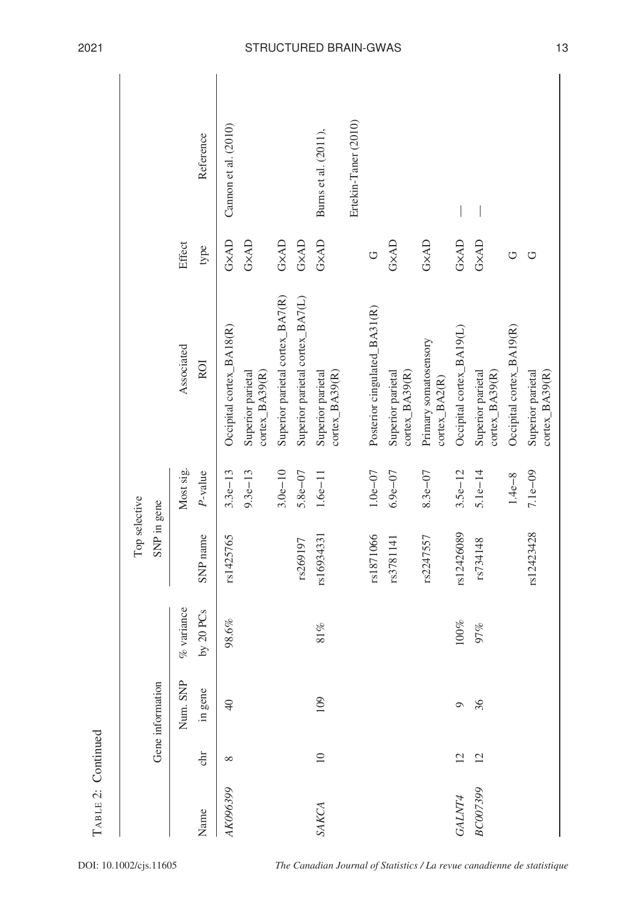TABLE 2: Continued

| Gene information | | | | Top selective SNP in gene | | | | |
|---|---|---|---|---|---|---|---|---|
| Name | chr | Num. SNP in gene | % variance by 20 PCs | SNP name | Most sig. *P*-value | Associated ROI | Effect type | Reference |
| *AK096399* | 8 | 40 | 98.6% | rs1425765 | 3.3e−13 | Occipital cortex_BA18(R) | G×AD | Cannon et al. (2010) |
| | | | | | 9.3e−13 | Superior parietal cortex_BA39(R) | G×AD | |
| | | | | | 3.0e−10 | Superior parietal cortex_BA7(R) | G×AD | |
| | | | | rs269197 | 5.8e−07 | Superior parietal cortex_BA7(L) | G×AD | |
| *SAKCA* | 10 | 109 | 81% | rs16934331 | 1.6e−11 | Superior parietal cortex_BA39(R) | G×AD | Burns et al. (2011), Ertekin-Taner (2010) |
| | | | | rs1871066 | 1.0e−07 | Posterior cingulated_BA31(R) | G | |
| | | | | rs3781141 | 6.9e−07 | Superior parietal cortex_BA39(R) | G×AD | |
| | | | | rs2247557 | 8.3e−07 | Primary somatosensory cortex_BA2(R) | G×AD | |
| *GALNT4* | 12 | 9 | 100% | rs12426089 | 3.5e−12 | Occipital cortex_BA19(L) | G×AD | — |
| *BC007399* | 12 | 36 | 97% | rs734148 | 5.1e−14 | Superior parietal cortex_BA39(R) | G×AD | — |
| | | | | | 1.4e−8 | Occipital cortex_BA19(R) | G | |
| | | | | rs12423428 | 7.1e−09 | Superior parietal cortex_BA39(R) | G | |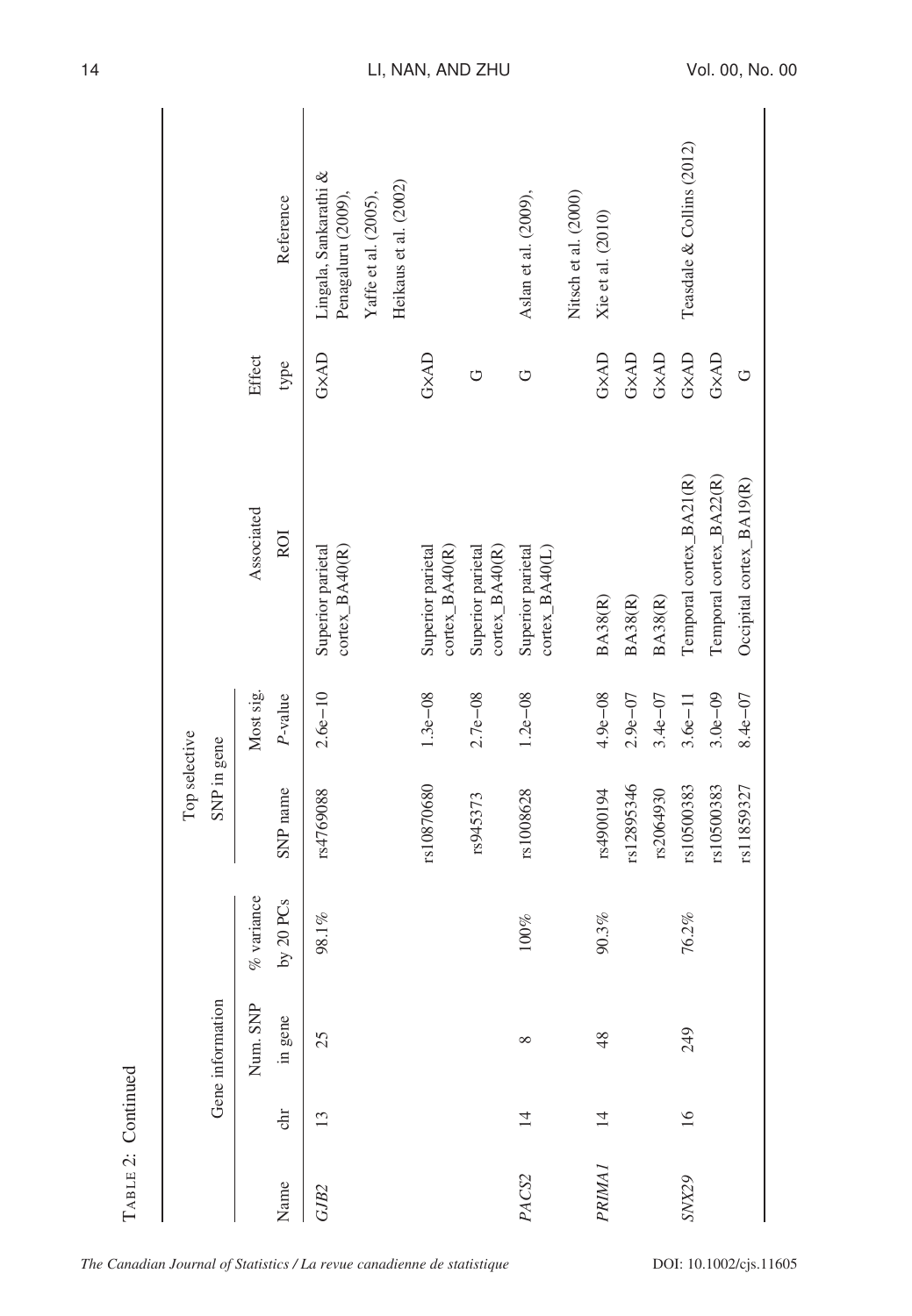TABLE 2: Continued

| Gene information | | | | Top selective SNP in gene | | | | |
|---|---|---|---|---|---|---|---|---|
| Name | chr | Num. SNP in gene | % variance by 20 PCs | SNP name | Most sig. *P*-value | Associated ROI | Effect type | Reference |
| *GJB2* | 13 | 25 | 98.1% | rs4769088 | 2.6e−10 | Superior parietal cortex_BA40(R) | G×AD | Lingala, Sankarathi & Penagaluru (2009), Yaffe et al. (2005), Heikaus et al. (2002) |
| | | | | rs10870680 | 1.3e−08 | Superior parietal cortex_BA40(R) | G×AD | |
| | | | | rs945373 | 2.7e−08 | Superior parietal cortex_BA40(R) | G | |
| *PACS2* | 14 | 8 | 100% | rs1008628 | 1.2e−08 | Superior parietal cortex_BA40(L) | G | Aslan et al. (2009), Nitsch et al. (2000) |
| *PRIMA1* | 14 | 48 | 90.3% | rs4900194 | 4.9e−08 | BA38(R) | G×AD | Xie et al. (2010) |
| | | | | rs12895346 | 2.9e−07 | BA38(R) | G×AD | |
| | | | | rs2064930 | 3.4e−07 | BA38(R) | G×AD | |
| *SNX29* | 16 | 249 | 76.2% | rs10500383 | 3.6e−11 | Temporal cortex_BA21(R) | G×AD | Teasdale & Collins (2012) |
| | | | | rs10500383 | 3.0e−09 | Temporal cortex_BA22(R) | G×AD | |
| | | | | rs11859327 | 8.4e−07 | Occipital cortex_BA19(R) | G | |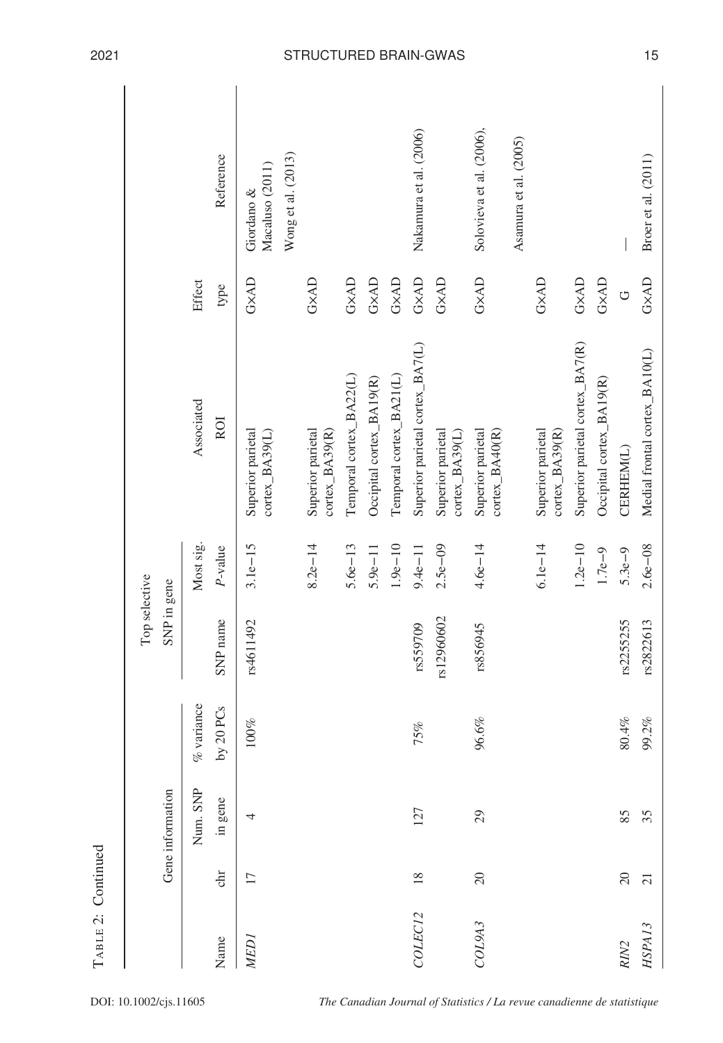TABLE 2: Continued

| Gene information | | | | Top selective SNP in gene | | | | |
|---|---|---|---|---|---|---|---|---|
| Name | chr | Num. SNP in gene | % variance by 20 PCs | SNP name | Most sig. *P*-value | Associated ROI | Effect type | Reference |
| *MED1* | 17 | 4 | 100% | rs4611492 | 3.1e−15 | Superior parietal cortex_BA39(L) | G×AD | Giordano & Macaluso (2011) Wong et al. (2013) |
| | | | | | 8.2e−14 | Superior parietal cortex_BA39(R) | G×AD | |
| | | | | | 5.6e−13 | Temporal cortex_BA22(L) | G×AD | |
| | | | | | 5.9e−11 | Occipital cortex_BA19(R) | G×AD | |
| | | | | | 1.9e−10 | Temporal cortex_BA21(L) | G×AD | |
| *COLEC12* | 18 | 127 | 75% | rs559709 | 9.4e−11 | Superior parietal cortex_BA7(L) | G×AD | Nakamura et al. (2006) |
| | | | | rs12960602 | 2.5e−09 | Superior parietal cortex_BA39(L) | G×AD | |
| *COL9A3* | 20 | 29 | 96.6% | rs856945 | 4.6e−14 | Superior parietal cortex_BA40(R) | G×AD | Solovieva et al. (2006), Asamura et al. (2005) |
| | | | | | 6.1e−14 | Superior parietal cortex_BA39(R) | G×AD | |
| | | | | | 1.2e−10 | Superior parietal cortex_BA7(R) | G×AD | |
| | | | | | 1.7e−9 | Occipital cortex_BA19(R) | G×AD | |
| *RIN2* | 20 | 85 | 80.4% | rs2255255 | 5.3e−9 | CERHEM(L) | G | — |
| *HSPA13* | 21 | 35 | 99.2% | rs2822613 | 2.6e−08 | Medial frontal cortex_BA10(L) | G×AD | Broer et al. (2011) |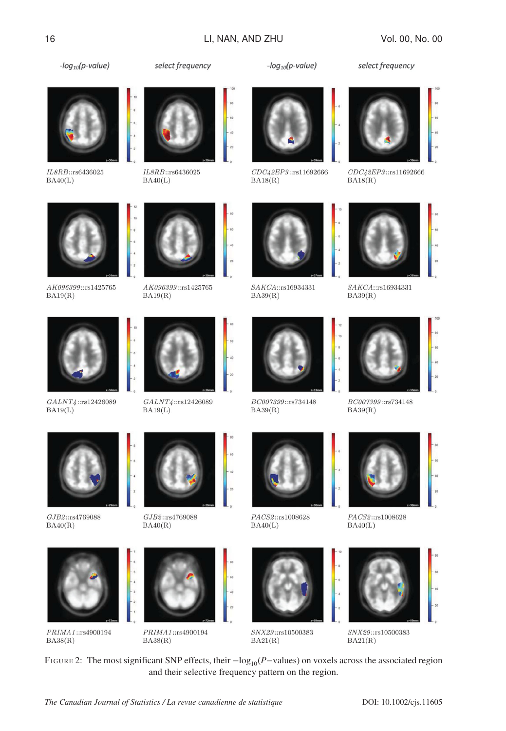-log$_{10}$(p-value) select frequency -log$_{10}$(p-value) select frequency

*IL8RB*::rs6436025 BA40(L) | *IL8RB*::rs6436025 BA40(L) | *CDC42EP3*::rs11692666 BA18(R) | *CDC42EP3*::rs11692666 BA18(R)

*AK096399*::rs1425765 BA19(R) | *AK096399*::rs1425765 BA19(R) | *SAKCA*::rs16934331 BA39(R) | *SAKCA*::rs16934331 BA39(R)

*GALNT4*::rs12426089 BA19(L) | *GALNT4*::rs12426089 BA19(L) | *BC007399*::rs734148 BA39(R) | *BC007399*::rs734148 BA39(R)

*GJB2*::rs4769088 BA40(R) | *GJB2*::rs4769088 BA40(R) | *PACS2*::rs1008628 BA40(L) | *PACS2*::rs1008628 BA40(L)

*PRIMA1*::rs4900194 BA38(R) | *PRIMA1*::rs4900194 BA38(R) | *SNX29*::rs10500383 BA21(R) | *SNX29*::rs10500383 BA21(R)

FIGURE 2: The most significant SNP effects, their $-\log_{10}(P-\text{values})$ on voxels across the associated region and their selective frequency pattern on the region.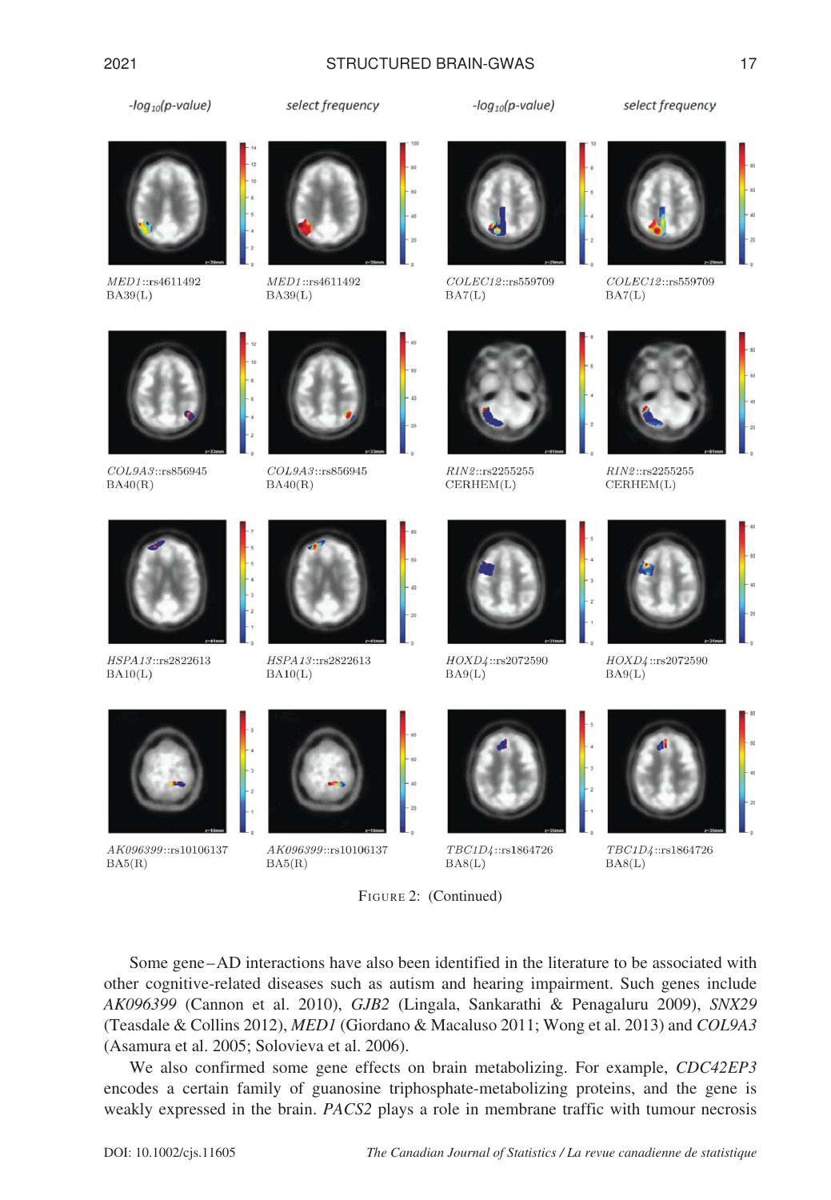-log10(p-value) select frequency -log10(p-value) select frequency

*MED1*::rs4611492 BA39(L) | *MED1*::rs4611492 BA39(L) | *COLEC12*::rs559709 BA7(L) | *COLEC12*::rs559709 BA7(L)

*COL9A3*::rs856945 BA40(R) | *COL9A3*::rs856945 BA40(R) | *RIN2*::rs2255255 CERHEM(L) | *RIN2*::rs2255255 CERHEM(L)

*HSPA13*::rs2822613 BA10(L) | *HSPA13*::rs2822613 BA10(L) | *HOXD4*::rs2072590 BA9(L) | *HOXD4*::rs2072590 BA9(L)

*AK096399*::rs10106137 BA5(R) | *AK096399*::rs10106137 BA5(R) | *TBC1D4*::rs1864726 BA8(L) | *TBC1D4*::rs1864726 BA8(L)

FIGURE 2: (Continued)

Some gene–AD interactions have also been identified in the literature to be associated with other cognitive-related diseases such as autism and hearing impairment. Such genes include *AK096399* (Cannon et al. 2010), *GJB2* (Lingala, Sankarathi & Penagaluru 2009), *SNX29* (Teasdale & Collins 2012), *MED1* (Giordano & Macaluso 2011; Wong et al. 2013) and *COL9A3* (Asamura et al. 2005; Solovieva et al. 2006).

We also confirmed some gene effects on brain metabolizing. For example, *CDC42EP3* encodes a certain family of guanosine triphosphate-metabolizing proteins, and the gene is weakly expressed in the brain. *PACS2* plays a role in membrane traffic with tumour necrosis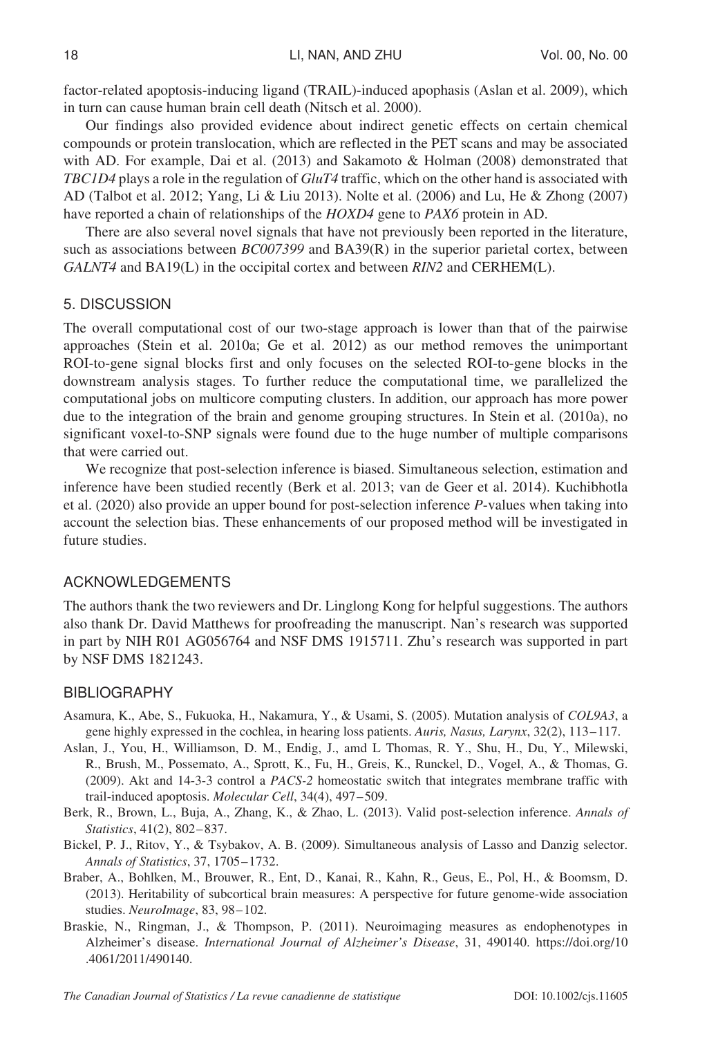factor-related apoptosis-inducing ligand (TRAIL)-induced apophasis (Aslan et al. 2009), which in turn can cause human brain cell death (Nitsch et al. 2000).

Our findings also provided evidence about indirect genetic effects on certain chemical compounds or protein translocation, which are reflected in the PET scans and may be associated with AD. For example, Dai et al. (2013) and Sakamoto & Holman (2008) demonstrated that *TBC1D4* plays a role in the regulation of *GluT4* traffic, which on the other hand is associated with AD (Talbot et al. 2012; Yang, Li & Liu 2013). Nolte et al. (2006) and Lu, He & Zhong (2007) have reported a chain of relationships of the *HOXD4* gene to *PAX6* protein in AD.

There are also several novel signals that have not previously been reported in the literature, such as associations between *BC007399* and BA39(R) in the superior parietal cortex, between *GALNT4* and BA19(L) in the occipital cortex and between *RIN2* and CERHEM(L).

## 5. DISCUSSION

The overall computational cost of our two-stage approach is lower than that of the pairwise approaches (Stein et al. 2010a; Ge et al. 2012) as our method removes the unimportant ROI-to-gene signal blocks first and only focuses on the selected ROI-to-gene blocks in the downstream analysis stages. To further reduce the computational time, we parallelized the computational jobs on multicore computing clusters. In addition, our approach has more power due to the integration of the brain and genome grouping structures. In Stein et al. (2010a), no significant voxel-to-SNP signals were found due to the huge number of multiple comparisons that were carried out.

We recognize that post-selection inference is biased. Simultaneous selection, estimation and inference have been studied recently (Berk et al. 2013; van de Geer et al. 2014). Kuchibhotla et al. (2020) also provide an upper bound for post-selection inference *P*-values when taking into account the selection bias. These enhancements of our proposed method will be investigated in future studies.

## ACKNOWLEDGEMENTS

The authors thank the two reviewers and Dr. Linglong Kong for helpful suggestions. The authors also thank Dr. David Matthews for proofreading the manuscript. Nan's research was supported in part by NIH R01 AG056764 and NSF DMS 1915711. Zhu's research was supported in part by NSF DMS 1821243.

## BIBLIOGRAPHY

Asamura, K., Abe, S., Fukuoka, H., Nakamura, Y., & Usami, S. (2005). Mutation analysis of *COL9A3*, a gene highly expressed in the cochlea, in hearing loss patients. *Auris, Nasus, Larynx*, 32(2), 113–117.

Aslan, J., You, H., Williamson, D. M., Endig, J., amd L Thomas, R. Y., Shu, H., Du, Y., Milewski, R., Brush, M., Possemato, A., Sprott, K., Fu, H., Greis, K., Runckel, D., Vogel, A., & Thomas, G. (2009). Akt and 14-3-3 control a *PACS-2* homeostatic switch that integrates membrane traffic with trail-induced apoptosis. *Molecular Cell*, 34(4), 497–509.

Berk, R., Brown, L., Buja, A., Zhang, K., & Zhao, L. (2013). Valid post-selection inference. *Annals of Statistics*, 41(2), 802–837.

Bickel, P. J., Ritov, Y., & Tsybakov, A. B. (2009). Simultaneous analysis of Lasso and Danzig selector. *Annals of Statistics*, 37, 1705–1732.

Braber, A., Bohlken, M., Brouwer, R., Ent, D., Kanai, R., Kahn, R., Geus, E., Pol, H., & Boomsm, D. (2013). Heritability of subcortical brain measures: A perspective for future genome-wide association studies. *NeuroImage*, 83, 98–102.

Braskie, N., Ringman, J., & Thompson, P. (2011). Neuroimaging measures as endophenotypes in Alzheimer's disease. *International Journal of Alzheimer's Disease*, 31, 490140. https://doi.org/10.4061/2011/490140.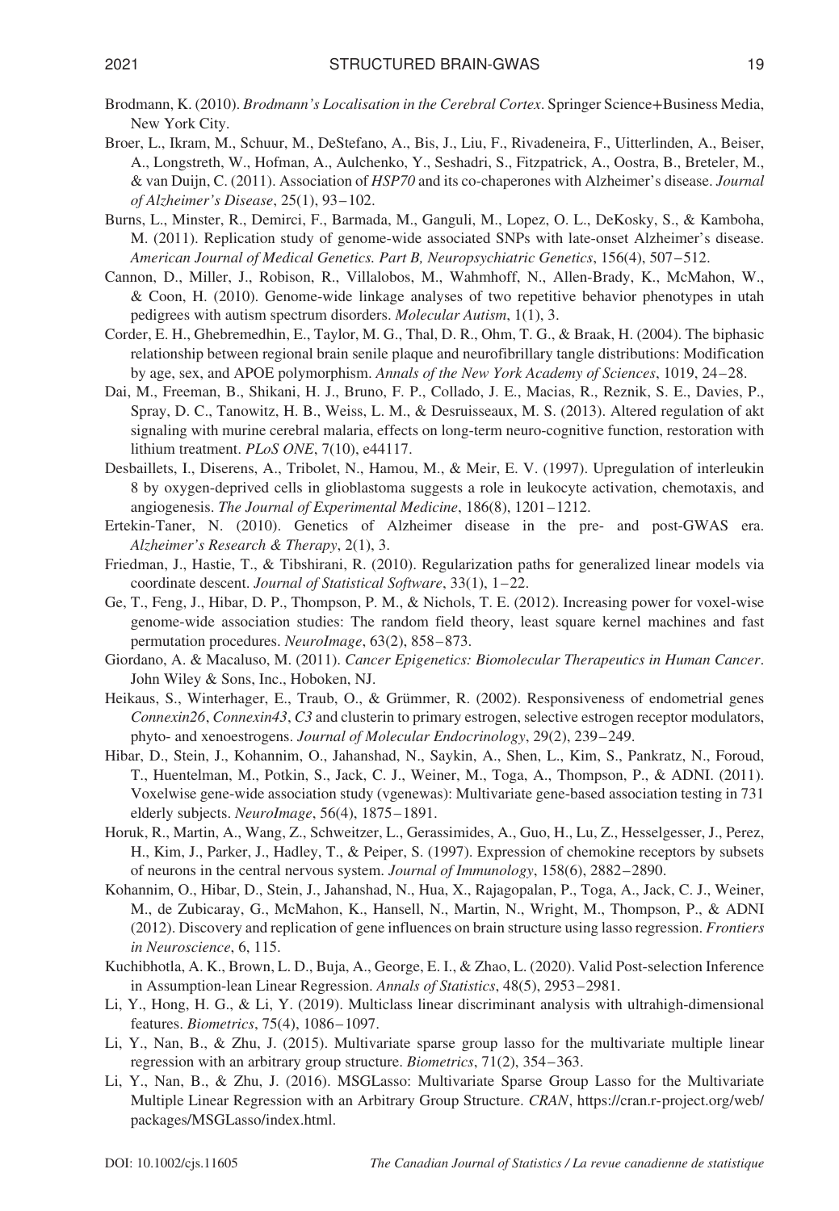Brodmann, K. (2010). *Brodmann's Localisation in the Cerebral Cortex*. Springer Science+Business Media, New York City.

Broer, L., Ikram, M., Schuur, M., DeStefano, A., Bis, J., Liu, F., Rivadeneira, F., Uitterlinden, A., Beiser, A., Longstreth, W., Hofman, A., Aulchenko, Y., Seshadri, S., Fitzpatrick, A., Oostra, B., Breteler, M., & van Duijn, C. (2011). Association of *HSP70* and its co-chaperones with Alzheimer's disease. *Journal of Alzheimer's Disease*, 25(1), 93–102.

Burns, L., Minster, R., Demirci, F., Barmada, M., Ganguli, M., Lopez, O. L., DeKosky, S., & Kamboha, M. (2011). Replication study of genome-wide associated SNPs with late-onset Alzheimer's disease. *American Journal of Medical Genetics. Part B, Neuropsychiatric Genetics*, 156(4), 507–512.

Cannon, D., Miller, J., Robison, R., Villalobos, M., Wahmhoff, N., Allen-Brady, K., McMahon, W., & Coon, H. (2010). Genome-wide linkage analyses of two repetitive behavior phenotypes in utah pedigrees with autism spectrum disorders. *Molecular Autism*, 1(1), 3.

Corder, E. H., Ghebremedhin, E., Taylor, M. G., Thal, D. R., Ohm, T. G., & Braak, H. (2004). The biphasic relationship between regional brain senile plaque and neurofibrillary tangle distributions: Modification by age, sex, and APOE polymorphism. *Annals of the New York Academy of Sciences*, 1019, 24–28.

Dai, M., Freeman, B., Shikani, H. J., Bruno, F. P., Collado, J. E., Macias, R., Reznik, S. E., Davies, P., Spray, D. C., Tanowitz, H. B., Weiss, L. M., & Desruisseaux, M. S. (2013). Altered regulation of akt signaling with murine cerebral malaria, effects on long-term neuro-cognitive function, restoration with lithium treatment. *PLoS ONE*, 7(10), e44117.

Desbaillets, I., Diserens, A., Tribolet, N., Hamou, M., & Meir, E. V. (1997). Upregulation of interleukin 8 by oxygen-deprived cells in glioblastoma suggests a role in leukocyte activation, chemotaxis, and angiogenesis. *The Journal of Experimental Medicine*, 186(8), 1201–1212.

Ertekin-Taner, N. (2010). Genetics of Alzheimer disease in the pre- and post-GWAS era. *Alzheimer's Research & Therapy*, 2(1), 3.

Friedman, J., Hastie, T., & Tibshirani, R. (2010). Regularization paths for generalized linear models via coordinate descent. *Journal of Statistical Software*, 33(1), 1–22.

Ge, T., Feng, J., Hibar, D. P., Thompson, P. M., & Nichols, T. E. (2012). Increasing power for voxel-wise genome-wide association studies: The random field theory, least square kernel machines and fast permutation procedures. *NeuroImage*, 63(2), 858–873.

Giordano, A. & Macaluso, M. (2011). *Cancer Epigenetics: Biomolecular Therapeutics in Human Cancer*. John Wiley & Sons, Inc., Hoboken, NJ.

Heikaus, S., Winterhager, E., Traub, O., & Grümmer, R. (2002). Responsiveness of endometrial genes *Connexin26*, *Connexin43*, *C3* and clusterin to primary estrogen, selective estrogen receptor modulators, phyto- and xenoestrogens. *Journal of Molecular Endocrinology*, 29(2), 239–249.

Hibar, D., Stein, J., Kohannim, O., Jahanshad, N., Saykin, A., Shen, L., Kim, S., Pankratz, N., Foroud, T., Huentelman, M., Potkin, S., Jack, C. J., Weiner, M., Toga, A., Thompson, P., & ADNI. (2011). Voxelwise gene-wide association study (vgenewas): Multivariate gene-based association testing in 731 elderly subjects. *NeuroImage*, 56(4), 1875–1891.

Horuk, R., Martin, A., Wang, Z., Schweitzer, L., Gerassimides, A., Guo, H., Lu, Z., Hesselgesser, J., Perez, H., Kim, J., Parker, J., Hadley, T., & Peiper, S. (1997). Expression of chemokine receptors by subsets of neurons in the central nervous system. *Journal of Immunology*, 158(6), 2882–2890.

Kohannim, O., Hibar, D., Stein, J., Jahanshad, N., Hua, X., Rajagopalan, P., Toga, A., Jack, C. J., Weiner, M., de Zubicaray, G., McMahon, K., Hansell, N., Martin, N., Wright, M., Thompson, P., & ADNI (2012). Discovery and replication of gene influences on brain structure using lasso regression. *Frontiers in Neuroscience*, 6, 115.

Kuchibhotla, A. K., Brown, L. D., Buja, A., George, E. I., & Zhao, L. (2020). Valid Post-selection Inference in Assumption-lean Linear Regression. *Annals of Statistics*, 48(5), 2953–2981.

Li, Y., Hong, H. G., & Li, Y. (2019). Multiclass linear discriminant analysis with ultrahigh-dimensional features. *Biometrics*, 75(4), 1086–1097.

Li, Y., Nan, B., & Zhu, J. (2015). Multivariate sparse group lasso for the multivariate multiple linear regression with an arbitrary group structure. *Biometrics*, 71(2), 354–363.

Li, Y., Nan, B., & Zhu, J. (2016). MSGLasso: Multivariate Sparse Group Lasso for the Multivariate Multiple Linear Regression with an Arbitrary Group Structure. *CRAN*, https://cran.r-project.org/web/packages/MSGLasso/index.html.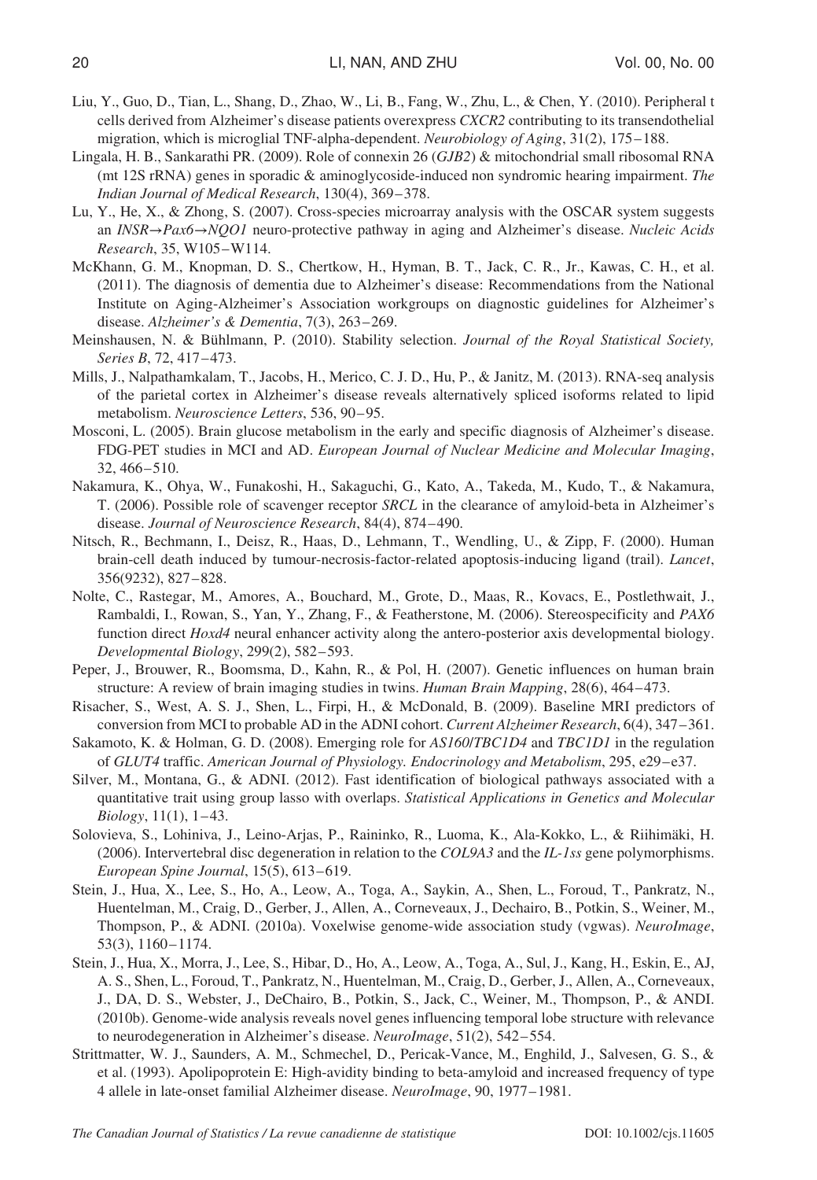Liu, Y., Guo, D., Tian, L., Shang, D., Zhao, W., Li, B., Fang, W., Zhu, L., & Chen, Y. (2010). Peripheral t cells derived from Alzheimer's disease patients overexpress *CXCR2* contributing to its transendothelial migration, which is microglial TNF-alpha-dependent. *Neurobiology of Aging*, 31(2), 175–188.

Lingala, H. B., Sankarathi PR. (2009). Role of connexin 26 (*GJB2*) & mitochondrial small ribosomal RNA (mt 12S rRNA) genes in sporadic & aminoglycoside-induced non syndromic hearing impairment. *The Indian Journal of Medical Research*, 130(4), 369–378.

Lu, Y., He, X., & Zhong, S. (2007). Cross-species microarray analysis with the OSCAR system suggests an *INSR*→*Pax6*→*NQO1* neuro-protective pathway in aging and Alzheimer's disease. *Nucleic Acids Research*, 35, W105–W114.

McKhann, G. M., Knopman, D. S., Chertkow, H., Hyman, B. T., Jack, C. R., Jr., Kawas, C. H., et al. (2011). The diagnosis of dementia due to Alzheimer's disease: Recommendations from the National Institute on Aging-Alzheimer's Association workgroups on diagnostic guidelines for Alzheimer's disease. *Alzheimer's & Dementia*, 7(3), 263–269.

Meinshausen, N. & Bühlmann, P. (2010). Stability selection. *Journal of the Royal Statistical Society, Series B*, 72, 417–473.

Mills, J., Nalpathamkalam, T., Jacobs, H., Merico, C. J. D., Hu, P., & Janitz, M. (2013). RNA-seq analysis of the parietal cortex in Alzheimer's disease reveals alternatively spliced isoforms related to lipid metabolism. *Neuroscience Letters*, 536, 90–95.

Mosconi, L. (2005). Brain glucose metabolism in the early and specific diagnosis of Alzheimer's disease. FDG-PET studies in MCI and AD. *European Journal of Nuclear Medicine and Molecular Imaging*, 32, 466–510.

Nakamura, K., Ohya, W., Funakoshi, H., Sakaguchi, G., Kato, A., Takeda, M., Kudo, T., & Nakamura, T. (2006). Possible role of scavenger receptor *SRCL* in the clearance of amyloid-beta in Alzheimer's disease. *Journal of Neuroscience Research*, 84(4), 874–490.

Nitsch, R., Bechmann, I., Deisz, R., Haas, D., Lehmann, T., Wendling, U., & Zipp, F. (2000). Human brain-cell death induced by tumour-necrosis-factor-related apoptosis-inducing ligand (trail). *Lancet*, 356(9232), 827–828.

Nolte, C., Rastegar, M., Amores, A., Bouchard, M., Grote, D., Maas, R., Kovacs, E., Postlethwait, J., Rambaldi, I., Rowan, S., Yan, Y., Zhang, F., & Featherstone, M. (2006). Stereospecificity and *PAX6* function direct *Hoxd4* neural enhancer activity along the antero-posterior axis developmental biology. *Developmental Biology*, 299(2), 582–593.

Peper, J., Brouwer, R., Boomsma, D., Kahn, R., & Pol, H. (2007). Genetic influences on human brain structure: A review of brain imaging studies in twins. *Human Brain Mapping*, 28(6), 464–473.

Risacher, S., West, A. S. J., Shen, L., Firpi, H., & McDonald, B. (2009). Baseline MRI predictors of conversion from MCI to probable AD in the ADNI cohort. *Current Alzheimer Research*, 6(4), 347–361.

Sakamoto, K. & Holman, G. D. (2008). Emerging role for *AS160*/*TBC1D4* and *TBC1D1* in the regulation of *GLUT4* traffic. *American Journal of Physiology. Endocrinology and Metabolism*, 295, e29–e37.

Silver, M., Montana, G., & ADNI. (2012). Fast identification of biological pathways associated with a quantitative trait using group lasso with overlaps. *Statistical Applications in Genetics and Molecular Biology*, 11(1), 1–43.

Solovieva, S., Lohiniva, J., Leino-Arjas, P., Raininko, R., Luoma, K., Ala-Kokko, L., & Riihimäki, H. (2006). Intervertebral disc degeneration in relation to the *COL9A3* and the *IL-1ss* gene polymorphisms. *European Spine Journal*, 15(5), 613–619.

Stein, J., Hua, X., Lee, S., Ho, A., Leow, A., Toga, A., Saykin, A., Shen, L., Foroud, T., Pankratz, N., Huentelman, M., Craig, D., Gerber, J., Allen, A., Corneveaux, J., Dechairo, B., Potkin, S., Weiner, M., Thompson, P., & ADNI. (2010a). Voxelwise genome-wide association study (vgwas). *NeuroImage*, 53(3), 1160–1174.

Stein, J., Hua, X., Morra, J., Lee, S., Hibar, D., Ho, A., Leow, A., Toga, A., Sul, J., Kang, H., Eskin, E., AJ, A. S., Shen, L., Foroud, T., Pankratz, N., Huentelman, M., Craig, D., Gerber, J., Allen, A., Corneveaux, J., DA, D. S., Webster, J., DeChairo, B., Potkin, S., Jack, C., Weiner, M., Thompson, P., & ANDI. (2010b). Genome-wide analysis reveals novel genes influencing temporal lobe structure with relevance to neurodegeneration in Alzheimer's disease. *NeuroImage*, 51(2), 542–554.

Strittmatter, W. J., Saunders, A. M., Schmechel, D., Pericak-Vance, M., Enghild, J., Salvesen, G. S., & et al. (1993). Apolipoprotein E: High-avidity binding to beta-amyloid and increased frequency of type 4 allele in late-onset familial Alzheimer disease. *NeuroImage*, 90, 1977–1981.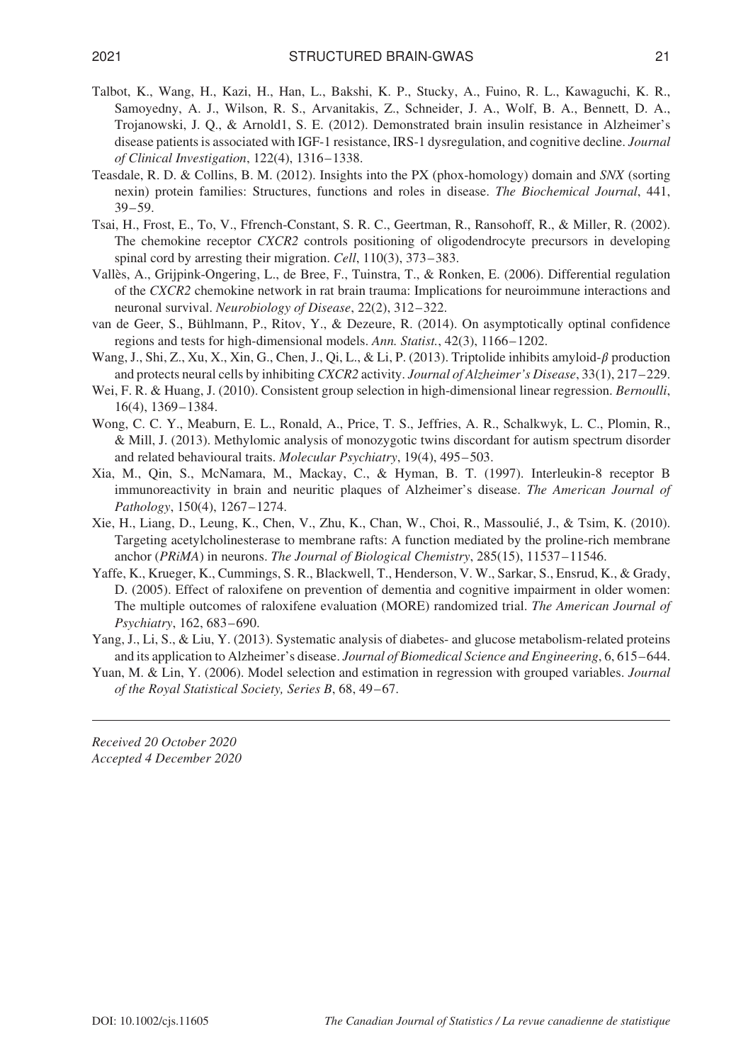Talbot, K., Wang, H., Kazi, H., Han, L., Bakshi, K. P., Stucky, A., Fuino, R. L., Kawaguchi, K. R., Samoyedny, A. J., Wilson, R. S., Arvanitakis, Z., Schneider, J. A., Wolf, B. A., Bennett, D. A., Trojanowski, J. Q., & Arnold1, S. E. (2012). Demonstrated brain insulin resistance in Alzheimer's disease patients is associated with IGF-1 resistance, IRS-1 dysregulation, and cognitive decline. *Journal of Clinical Investigation*, 122(4), 1316–1338.

Teasdale, R. D. & Collins, B. M. (2012). Insights into the PX (phox-homology) domain and *SNX* (sorting nexin) protein families: Structures, functions and roles in disease. *The Biochemical Journal*, 441, 39–59.

Tsai, H., Frost, E., To, V., Ffrench-Constant, S. R. C., Geertman, R., Ransohoff, R., & Miller, R. (2002). The chemokine receptor *CXCR2* controls positioning of oligodendrocyte precursors in developing spinal cord by arresting their migration. *Cell*, 110(3), 373–383.

Vallès, A., Grijpink-Ongering, L., de Bree, F., Tuinstra, T., & Ronken, E. (2006). Differential regulation of the *CXCR2* chemokine network in rat brain trauma: Implications for neuroimmune interactions and neuronal survival. *Neurobiology of Disease*, 22(2), 312–322.

van de Geer, S., Bühlmann, P., Ritov, Y., & Dezeure, R. (2014). On asymptotically optinal confidence regions and tests for high-dimensional models. *Ann. Statist.*, 42(3), 1166–1202.

Wang, J., Shi, Z., Xu, X., Xin, G., Chen, J., Qi, L., & Li, P. (2013). Triptolide inhibits amyloid-$\beta$ production and protects neural cells by inhibiting *CXCR2* activity. *Journal of Alzheimer's Disease*, 33(1), 217–229.

Wei, F. R. & Huang, J. (2010). Consistent group selection in high-dimensional linear regression. *Bernoulli*, 16(4), 1369–1384.

Wong, C. C. Y., Meaburn, E. L., Ronald, A., Price, T. S., Jeffries, A. R., Schalkwyk, L. C., Plomin, R., & Mill, J. (2013). Methylomic analysis of monozygotic twins discordant for autism spectrum disorder and related behavioural traits. *Molecular Psychiatry*, 19(4), 495–503.

Xia, M., Qin, S., McNamara, M., Mackay, C., & Hyman, B. T. (1997). Interleukin-8 receptor B immunoreactivity in brain and neuritic plaques of Alzheimer's disease. *The American Journal of Pathology*, 150(4), 1267–1274.

Xie, H., Liang, D., Leung, K., Chen, V., Zhu, K., Chan, W., Choi, R., Massoulié, J., & Tsim, K. (2010). Targeting acetylcholinesterase to membrane rafts: A function mediated by the proline-rich membrane anchor (*PRiMA*) in neurons. *The Journal of Biological Chemistry*, 285(15), 11537–11546.

Yaffe, K., Krueger, K., Cummings, S. R., Blackwell, T., Henderson, V. W., Sarkar, S., Ensrud, K., & Grady, D. (2005). Effect of raloxifene on prevention of dementia and cognitive impairment in older women: The multiple outcomes of raloxifene evaluation (MORE) randomized trial. *The American Journal of Psychiatry*, 162, 683–690.

Yang, J., Li, S., & Liu, Y. (2013). Systematic analysis of diabetes- and glucose metabolism-related proteins and its application to Alzheimer's disease. *Journal of Biomedical Science and Engineering*, 6, 615–644.

Yuan, M. & Lin, Y. (2006). Model selection and estimation in regression with grouped variables. *Journal of the Royal Statistical Society, Series B*, 68, 49–67.

---

*Received 20 October 2020*
*Accepted 4 December 2020*